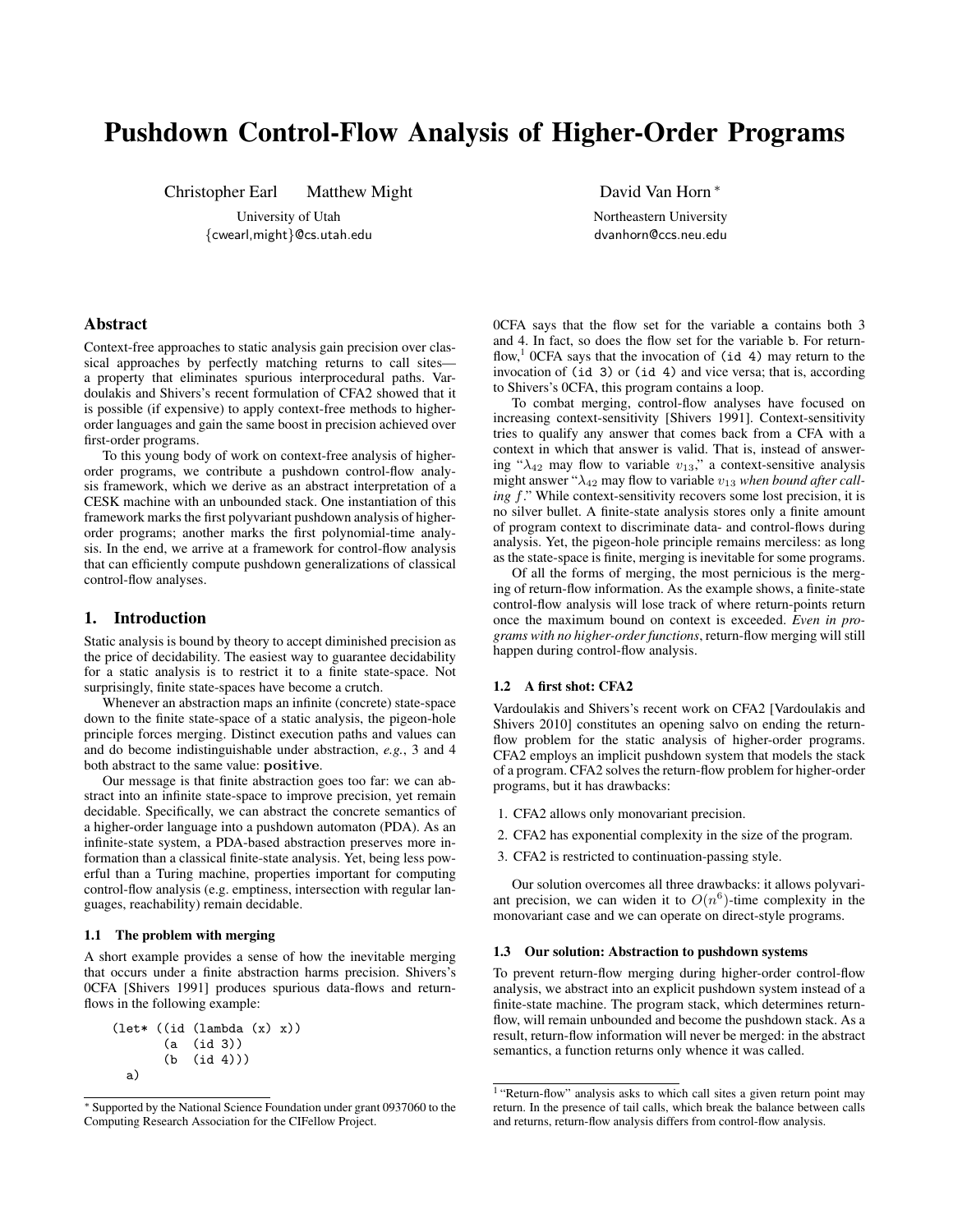# Pushdown Control-Flow Analysis of Higher-Order Programs

Christopher Earl    Matthew Might

University of Utah

{cwearl,might}@cs.utah.edu

David Van Horn [*]

Northeastern University

dvanhorn@ccs.neu.edu

## Abstract

Context-free approaches to static analysis gain precision over classical approaches by perfectly matching returns to call sites—a property that eliminates spurious interprocedural paths. Vardoulakis and Shivers's recent formulation of CFA2 showed that it is possible (if expensive) to apply context-free methods to higher-order languages and gain the same boost in precision achieved over first-order programs.

To this young body of work on context-free analysis of higher-order programs, we contribute a pushdown control-flow analysis framework, which we derive as an abstract interpretation of a CESK machine with an unbounded stack. One instantiation of this framework marks the first polyvariant pushdown analysis of higher-order programs; another marks the first polynomial-time analysis. In the end, we arrive at a framework for control-flow analysis that can efficiently compute pushdown generalizations of classical control-flow analyses.

## 1. Introduction

Static analysis is bound by theory to accept diminished precision as the price of decidability. The easiest way to guarantee decidability for a static analysis is to restrict it to a finite state-space. Not surprisingly, finite state-spaces have become a crutch.

Whenever an abstraction maps an infinite (concrete) state-space down to the finite state-space of a static analysis, the pigeon-hole principle forces merging. Distinct execution paths and values can and do become indistinguishable under abstraction, *e.g.*, 3 and 4 both abstract to the same value: **positive**.

Our message is that finite abstraction goes too far: we can abstract into an infinite state-space to improve precision, yet remain decidable. Specifically, we can abstract the concrete semantics of a higher-order language into a pushdown automaton (PDA). As an infinite-state system, a PDA-based abstraction preserves more information than a classical finite-state analysis. Yet, being less powerful than a Turing machine, properties important for computing control-flow analysis (e.g. emptiness, intersection with regular languages, reachability) remain decidable.

### 1.1 The problem with merging

A short example provides a sense of how the inevitable merging that occurs under a finite abstraction harms precision. Shivers's 0CFA [Shivers 1991] produces spurious data-flows and return-flows in the following example:

```
(let* ((id (lambda (x) x))
       (a  (id 3))
       (b  (id 4)))
  a)
```

0CFA says that the flow set for the variable a contains both 3 and 4. In fact, so does the flow set for the variable b. For return-flow,[1] 0CFA says that the invocation of (id 4) may return to the invocation of (id 3) or (id 4) and vice versa; that is, according to Shivers's 0CFA, this program contains a loop.

To combat merging, control-flow analyses have focused on increasing context-sensitivity [Shivers 1991]. Context-sensitivity tries to qualify any answer that comes back from a CFA with a context in which that answer is valid. That is, instead of answering "$\lambda_{42}$ may flow to variable $v_{13}$," a context-sensitive analysis might answer "$\lambda_{42}$ may flow to variable $v_{13}$ *when bound after calling* $f$." While context-sensitivity recovers some lost precision, it is no silver bullet. A finite-state analysis stores only a finite amount of program context to discriminate data- and control-flows during analysis. Yet, the pigeon-hole principle remains merciless: as long as the state-space is finite, merging is inevitable for some programs.

Of all the forms of merging, the most pernicious is the merging of return-flow information. As the example shows, a finite-state control-flow analysis will lose track of where return-points return once the maximum bound on context is exceeded. *Even in programs with no higher-order functions*, return-flow merging will still happen during control-flow analysis.

### 1.2 A first shot: CFA2

Vardoulakis and Shivers's recent work on CFA2 [Vardoulakis and Shivers 2010] constitutes an opening salvo on ending the return-flow problem for the static analysis of higher-order programs. CFA2 employs an implicit pushdown system that models the stack of a program. CFA2 solves the return-flow problem for higher-order programs, but it has drawbacks:

1. CFA2 allows only monovariant precision.
2. CFA2 has exponential complexity in the size of the program.
3. CFA2 is restricted to continuation-passing style.

Our solution overcomes all three drawbacks: it allows polyvariant precision, we can widen it to $O(n^6)$-time complexity in the monovariant case and we can operate on direct-style programs.

### 1.3 Our solution: Abstraction to pushdown systems

To prevent return-flow merging during higher-order control-flow analysis, we abstract into an explicit pushdown system instead of a finite-state machine. The program stack, which determines return-flow, will remain unbounded and become the pushdown stack. As a result, return-flow information will never be merged: in the abstract semantics, a function returns only whence it was called.

---

[*] Supported by the National Science Foundation under grant 0937060 to the Computing Research Association for the CIFellow Project.

[1] "Return-flow" analysis asks to which call sites a given return point may return. In the presence of tail calls, which break the balance between calls and returns, return-flow analysis differs from control-flow analysis.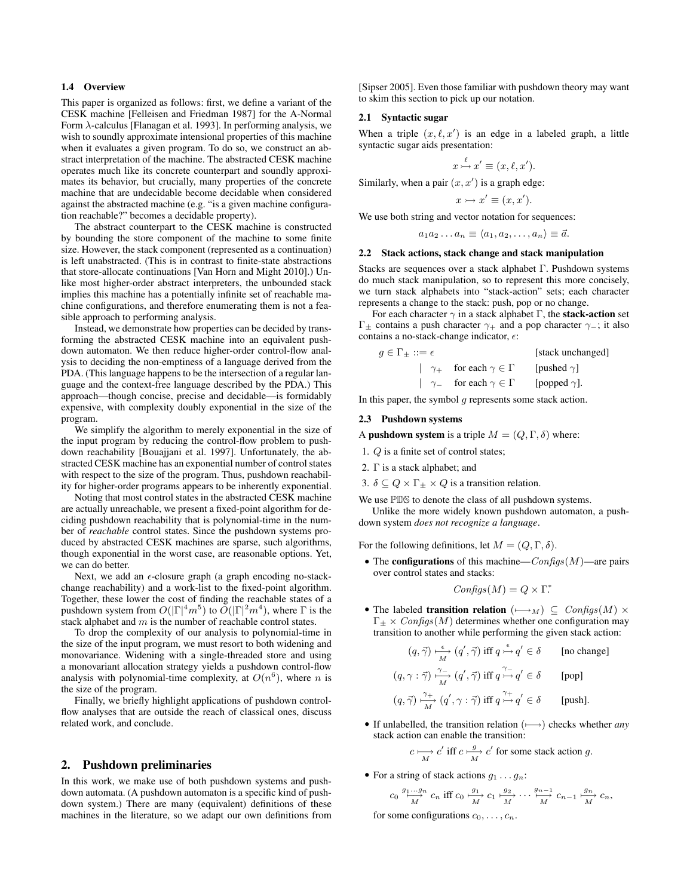### 1.4 Overview

This paper is organized as follows: first, we define a variant of the CESK machine [Felleisen and Friedman 1987] for the A-Normal Form $\lambda$-calculus [Flanagan et al. 1993]. In performing analysis, we wish to soundly approximate intensional properties of this machine when it evaluates a given program. To do so, we construct an abstract interpretation of the machine. The abstracted CESK machine operates much like its concrete counterpart and soundly approximates its behavior, but crucially, many properties of the concrete machine that are undecidable become decidable when considered against the abstracted machine (e.g. "is a given machine configuration reachable?" becomes a decidable property).

The abstract counterpart to the CESK machine is constructed by bounding the store component of the machine to some finite size. However, the stack component (represented as a continuation) is left unabstracted. (This is in contrast to finite-state abstractions that store-allocate continuations [Van Horn and Might 2010].) Unlike most higher-order abstract interpreters, the unbounded stack implies this machine has a potentially infinite set of reachable machine configurations, and therefore enumerating them is not a feasible approach to performing analysis.

Instead, we demonstrate how properties can be decided by transforming the abstracted CESK machine into an equivalent pushdown automaton. We then reduce higher-order control-flow analysis to deciding the non-emptiness of a language derived from the PDA. (This language happens to be the intersection of a regular language and the context-free language described by the PDA.) This approach—though concise, precise and decidable—is formidably expensive, with complexity doubly exponential in the size of the program.

We simplify the algorithm to merely exponential in the size of the input program by reducing the control-flow problem to pushdown reachability [Bouajjani et al. 1997]. Unfortunately, the abstracted CESK machine has an exponential number of control states with respect to the size of the program. Thus, pushdown reachability for higher-order programs appears to be inherently exponential.

Noting that most control states in the abstracted CESK machine are actually unreachable, we present a fixed-point algorithm for deciding pushdown reachability that is polynomial-time in the number of *reachable* control states. Since the pushdown systems produced by abstracted CESK machines are sparse, such algorithms, though exponential in the worst case, are reasonable options. Yet, we can do better.

Next, we add an $\epsilon$-closure graph (a graph encoding no-stack-change reachability) and a work-list to the fixed-point algorithm. Together, these lower the cost of finding the reachable states of a pushdown system from $O(|\Gamma|^4 m^5)$ to $O(|\Gamma|^2 m^4)$, where $\Gamma$ is the stack alphabet and $m$ is the number of reachable control states.

To drop the complexity of our analysis to polynomial-time in the size of the input program, we must resort to both widening and monovariance. Widening with a single-threaded store and using a monovariant allocation strategy yields a pushdown control-flow analysis with polynomial-time complexity, at $O(n^6)$, where $n$ is the size of the program.

Finally, we briefly highlight applications of pushdown control-flow analyses that are outside the reach of classical ones, discuss related work, and conclude.

## 2. Pushdown preliminaries

In this work, we make use of both pushdown systems and pushdown automata. (A pushdown automaton is a specific kind of pushdown system.) There are many (equivalent) definitions of these machines in the literature, so we adapt our own definitions from [Sipser 2005]. Even those familiar with pushdown theory may want to skim this section to pick up our notation.

### 2.1 Syntactic sugar

When a triple $(x, \ell, x')$ is an edge in a labeled graph, a little syntactic sugar aids presentation:

$$x \overset{\ell}{\rightarrowtail} x' \equiv (x, \ell, x').$$

Similarly, when a pair $(x, x')$ is a graph edge:

$$x \rightarrowtail x' \equiv (x, x').$$

We use both string and vector notation for sequences:

$$a_1 a_2 \dots a_n \equiv \langle a_1, a_2, \dots, a_n \rangle \equiv \vec{a}.$$

### 2.2 Stack actions, stack change and stack manipulation

Stacks are sequences over a stack alphabet $\Gamma$. Pushdown systems do much stack manipulation, so to represent this more concisely, we turn stack alphabets into "stack-action" sets; each character represents a change to the stack: push, pop or no change.

For each character $\gamma$ in a stack alphabet $\Gamma$, the **stack-action** set $\Gamma_\pm$ contains a push character $\gamma_+$ and a pop character $\gamma_-$; it also contains a no-stack-change indicator, $\epsilon$:

$$
\begin{array}{llll}
g \in \Gamma_\pm ::= \epsilon & & & \text{[stack unchanged]} \\
\quad\mid \ \gamma_+ & \text{for each } \gamma \in \Gamma & & \text{[pushed } \gamma\text{]} \\
\quad\mid \ \gamma_- & \text{for each } \gamma \in \Gamma & & \text{[popped } \gamma\text{].}
\end{array}
$$

In this paper, the symbol $g$ represents some stack action.

### 2.3 Pushdown systems

A **pushdown system** is a triple $M = (Q, \Gamma, \delta)$ where:

1. $Q$ is a finite set of control states;
2. $\Gamma$ is a stack alphabet; and
3. $\delta \subseteq Q \times \Gamma_\pm \times Q$ is a transition relation.

We use $\mathbb{PDS}$ to denote the class of all pushdown systems.

Unlike the more widely known pushdown automaton, a pushdown system *does not recognize a language*.

For the following definitions, let $M = (Q, \Gamma, \delta)$.

- The **configurations** of this machine—$\mathit{Configs}(M)$—are pairs over control states and stacks:

$$\mathit{Configs}(M) = Q \times \Gamma^*.$$

- The labeled **transition relation** $(\longmapsto_M) \subseteq \mathit{Configs}(M) \times \Gamma_\pm \times \mathit{Configs}(M)$ determines whether one configuration may transition to another while performing the given stack action:

$$
\begin{array}{lll}
(q, \vec{\gamma}) \overset{\epsilon}{\underset{M}{\longmapsto}} (q', \vec{\gamma}) \text{ iff } q \overset{\epsilon}{\rightarrowtail} q' \in \delta & & \text{[no change]} \\[1ex]
(q, \gamma : \vec{\gamma}) \overset{\gamma_-}{\underset{M}{\longmapsto}} (q', \vec{\gamma}) \text{ iff } q \overset{\gamma_-}{\rightarrowtail} q' \in \delta & & \text{[pop]} \\[1ex]
(q, \vec{\gamma}) \overset{\gamma_+}{\underset{M}{\longmapsto}} (q', \gamma : \vec{\gamma}) \text{ iff } q \overset{\gamma_+}{\rightarrowtail} q' \in \delta & & \text{[push].}
\end{array}
$$

- If unlabelled, the transition relation $(\longmapsto)$ checks whether *any* stack action can enable the transition:

$$c \underset{M}{\longmapsto} c' \text{ iff } c \overset{g}{\underset{M}{\longmapsto}} c' \text{ for some stack action } g.$$

- For a string of stack actions $g_1 \dots g_n$:

$$c_0 \overset{g_1 \dots g_n}{\underset{M}{\longmapsto}} c_n \text{ iff } c_0 \overset{g_1}{\underset{M}{\longmapsto}} c_1 \overset{g_2}{\underset{M}{\longmapsto}} \cdots \overset{g_{n-1}}{\underset{M}{\longmapsto}} c_{n-1} \overset{g_n}{\underset{M}{\longmapsto}} c_n,$$

  for some configurations $c_0, \dots, c_n$.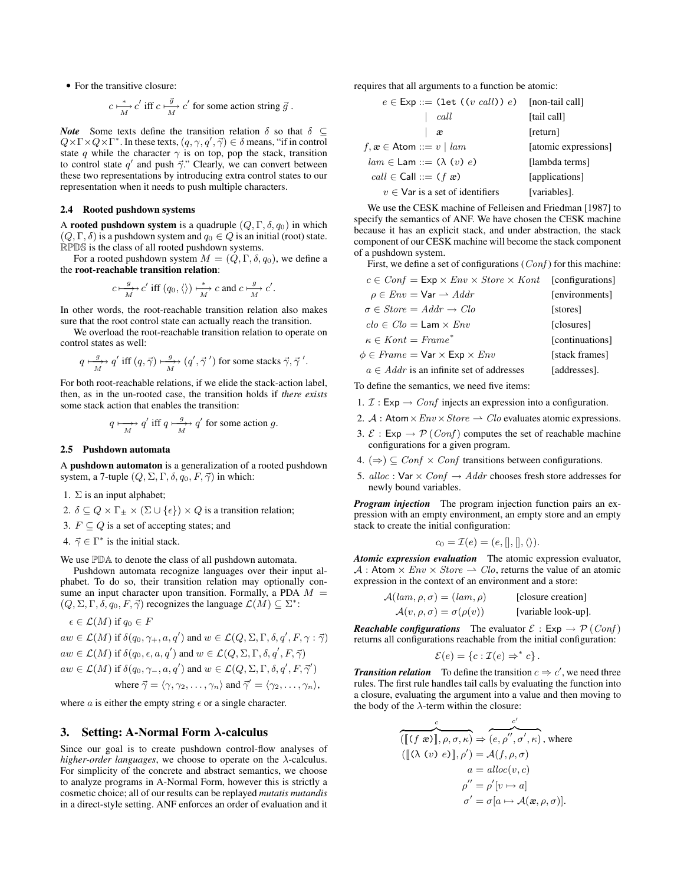- For the transitive closure:

$$c \underset{M}{\overset{*}{\longmapsto}} c' \text{ iff } c \underset{M}{\overset{\vec{g}}{\longmapsto}} c' \text{ for some action string } \vec{g} \,.$$

***Note*** Some texts define the transition relation $\delta$ so that $\delta \subseteq Q \times \Gamma \times Q \times \Gamma^*$. In these texts, $(q, \gamma, q', \vec{\gamma}) \in \delta$ means, "if in control state $q$ while the character $\gamma$ is on top, pop the stack, transition to control state $q'$ and push $\vec{\gamma}$." Clearly, we can convert between these two representations by introducing extra control states to our representation when it needs to push multiple characters.

### 2.4 Rooted pushdown systems

A **rooted pushdown system** is a quadruple $(Q, \Gamma, \delta, q_0)$ in which $(Q, \Gamma, \delta)$ is a pushdown system and $q_0 \in Q$ is an initial (root) state. $\mathbb{RPDS}$ is the class of all rooted pushdown systems.

For a rooted pushdown system $M = (Q, \Gamma, \delta, q_0)$, we define a the **root-reachable transition relation**:

$$c \underset{M}{\overset{g}{\longmapsto\!\!\!\!\rightarrow}} c' \text{ iff } (q_0, \langle\rangle) \underset{M}{\overset{*}{\longmapsto}} c \text{ and } c \underset{M}{\overset{g}{\longmapsto}} c'.$$

In other words, the root-reachable transition relation also makes sure that the root control state can actually reach the transition.

We overload the root-reachable transition relation to operate on control states as well:

$$q \underset{M}{\overset{g}{\longmapsto\!\!\!\!\rightarrow}} q' \text{ iff } (q, \vec{\gamma}) \underset{M}{\overset{g}{\longmapsto\!\!\!\!\rightarrow}} (q', \vec{\gamma}\,') \text{ for some stacks } \vec{\gamma}, \vec{\gamma}\,'.$$

For both root-reachable relations, if we elide the stack-action label, then, as in the un-rooted case, the transition holds if *there exists* some stack action that enables the transition:

$$q \underset{M}{\longmapsto\!\!\!\!\rightarrow} q' \text{ iff } q \underset{M}{\overset{g}{\longmapsto\!\!\!\!\rightarrow}} q' \text{ for some action } g.$$

### 2.5 Pushdown automata

A **pushdown automaton** is a generalization of a rooted pushdown system, a 7-tuple $(Q, \Sigma, \Gamma, \delta, q_0, F, \vec{\gamma})$ in which:

1. $\Sigma$ is an input alphabet;
2. $\delta \subseteq Q \times \Gamma_{\pm} \times (\Sigma \cup \{\epsilon\}) \times Q$ is a transition relation;
3. $F \subseteq Q$ is a set of accepting states; and
4. $\vec{\gamma} \in \Gamma^*$ is the initial stack.

We use $\mathbb{PDA}$ to denote the class of all pushdown automata.

Pushdown automata recognize languages over their input alphabet. To do so, their transition relation may optionally consume an input character upon transition. Formally, a PDA $M = (Q, \Sigma, \Gamma, \delta, q_0, F, \vec{\gamma})$ recognizes the language $\mathcal{L}(M) \subseteq \Sigma^*$:

$$\begin{aligned}
&\epsilon \in \mathcal{L}(M) \text{ if } q_0 \in F \\
&aw \in \mathcal{L}(M) \text{ if } \delta(q_0, \gamma_+, a, q') \text{ and } w \in \mathcal{L}(Q, \Sigma, \Gamma, \delta, q', F, \gamma : \vec{\gamma}) \\
&aw \in \mathcal{L}(M) \text{ if } \delta(q_0, \epsilon, a, q') \text{ and } w \in \mathcal{L}(Q, \Sigma, \Gamma, \delta, q', F, \vec{\gamma}) \\
&aw \in \mathcal{L}(M) \text{ if } \delta(q_0, \gamma_-, a, q') \text{ and } w \in \mathcal{L}(Q, \Sigma, \Gamma, \delta, q', F, \vec{\gamma}') \\
&\qquad\qquad \text{where } \vec{\gamma} = \langle \gamma, \gamma_2, \ldots, \gamma_n \rangle \text{ and } \vec{\gamma}' = \langle \gamma_2, \ldots, \gamma_n \rangle,
\end{aligned}$$

where $a$ is either the empty string $\epsilon$ or a single character.

## 3. Setting: A-Normal Form $\lambda$-calculus

Since our goal is to create pushdown control-flow analyses of *higher-order languages*, we choose to operate on the $\lambda$-calculus. For simplicity of the concrete and abstract semantics, we choose to analyze programs in A-Normal Form, however this is strictly a cosmetic choice; all of our results can be replayed *mutatis mutandis* in a direct-style setting. ANF enforces an order of evaluation and it requires that all arguments to a function be atomic:

$$\begin{aligned}
e \in \mathsf{Exp} &::= \texttt{(let ((}v\ call\texttt{))}\ e\texttt{)} && \text{[non-tail call]} \\
&\ \ \mid\ \ call && \text{[tail call]} \\
&\ \ \mid\ \ \text{æ} && \text{[return]} \\
f, \text{æ} \in \mathsf{Atom} &::= v \mid lam && \text{[atomic expressions]} \\
lam \in \mathsf{Lam} &::= \texttt{(}\lambda\ \texttt{(}v\texttt{)}\ e\texttt{)} && \text{[lambda terms]} \\
call \in \mathsf{Call} &::= \texttt{(}f\ \text{æ}\texttt{)} && \text{[applications]} \\
v \in \mathsf{Var} &\text{ is a set of identifiers} && \text{[variables].}
\end{aligned}$$

We use the CESK machine of Felleisen and Friedman [1987] to specify the semantics of ANF. We have chosen the CESK machine because it has an explicit stack, and under abstraction, the stack component of our CESK machine will become the stack component of a pushdown system.

First, we define a set of configurations ($Conf$) for this machine:

$$\begin{aligned}
c \in Conf &= \mathsf{Exp} \times Env \times Store \times Kont && \text{[configurations]} \\
\rho \in Env &= \mathsf{Var} \rightharpoonup Addr && \text{[environments]} \\
\sigma \in Store &= Addr \to Clo && \text{[stores]} \\
clo \in Clo &= \mathsf{Lam} \times Env && \text{[closures]} \\
\kappa \in Kont &= Frame^* && \text{[continuations]} \\
\phi \in Frame &= \mathsf{Var} \times \mathsf{Exp} \times Env && \text{[stack frames]} \\
a \in Addr &\text{ is an infinite set of addresses} && \text{[addresses].}
\end{aligned}$$

To define the semantics, we need five items:

1. $\mathcal{I} : \mathsf{Exp} \to Conf$ injects an expression into a configuration.
2. $\mathcal{A} : \mathsf{Atom} \times Env \times Store \rightharpoonup Clo$ evaluates atomic expressions.
3. $\mathcal{E} : \mathsf{Exp} \to \mathcal{P}(Conf)$ computes the set of reachable machine configurations for a given program.
4. $(\Rightarrow) \subseteq Conf \times Conf$ transitions between configurations.
5. $alloc : \mathsf{Var} \times Conf \to Addr$ chooses fresh store addresses for newly bound variables.

***Program injection*** The program injection function pairs an expression with an empty environment, an empty store and an empty stack to create the initial configuration:

$$c_0 = \mathcal{I}(e) = (e, [], [], \langle\rangle).$$

***Atomic expression evaluation*** The atomic expression evaluator, $\mathcal{A} : \mathsf{Atom} \times Env \times Store \rightharpoonup Clo$, returns the value of an atomic expression in the context of an environment and a store:

$$\begin{aligned}
\mathcal{A}(lam, \rho, \sigma) &= (lam, \rho) && \text{[closure creation]} \\
\mathcal{A}(v, \rho, \sigma) &= \sigma(\rho(v)) && \text{[variable look-up].}
\end{aligned}$$

***Reachable configurations*** The evaluator $\mathcal{E} : \mathsf{Exp} \to \mathcal{P}(Conf)$ returns all configurations reachable from the initial configuration:

$$\mathcal{E}(e) = \{c : \mathcal{I}(e) \Rightarrow^* c\}.$$

***Transition relation*** To define the transition $c \Rightarrow c'$, we need three rules. The first rule handles tail calls by evaluating the function into a closure, evaluating the argument into a value and then moving to the body of the $\lambda$-term within the closure:

$$\begin{aligned}
&\overbrace{(\llbracket\texttt{(}f\ \text{æ}\texttt{)}\rrbracket, \rho, \sigma, \kappa)}^{c} \Rightarrow \overbrace{(e, \rho'', \sigma', \kappa)}^{c'}, \text{ where} \\
&(\llbracket\texttt{(}\lambda\ \texttt{(}v\texttt{)}\ e\texttt{)}\rrbracket, \rho') = \mathcal{A}(f, \rho, \sigma) \\
&a = alloc(v, c) \\
&\rho'' = \rho'[v \mapsto a] \\
&\sigma' = \sigma[a \mapsto \mathcal{A}(\text{æ}, \rho, \sigma)].
\end{aligned}$$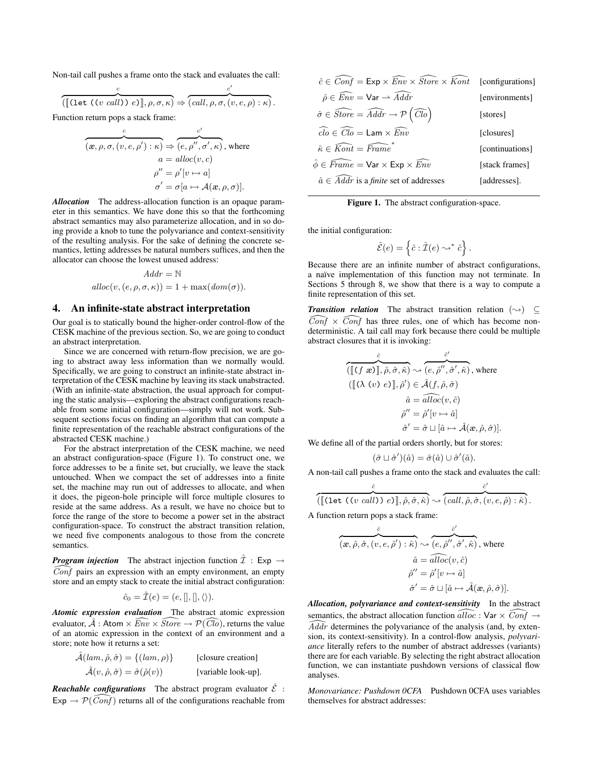Non-tail call pushes a frame onto the stack and evaluates the call:

$$\overbrace{([\![(\texttt{let}\ ((v\ call))\ e)]\!], \rho, \sigma, \kappa)}^{c} \Rightarrow \overbrace{(call, \rho, \sigma, (v, e, \rho) : \kappa)}^{c'}.$$

Function return pops a stack frame:

$$\overbrace{(æ, \rho, \sigma, (v, e, \rho') : \kappa)}^{c} \Rightarrow \overbrace{(e, \rho'', \sigma', \kappa)}^{c'}, \text{ where}$$
$$a = alloc(v, c)$$
$$\rho'' = \rho'[v \mapsto a]$$
$$\sigma' = \sigma[a \mapsto \mathcal{A}(æ, \rho, \sigma)].$$

***Allocation*** The address-allocation function is an opaque parameter in this semantics. We have done this so that the forthcoming abstract semantics may also parameterize allocation, and in so doing provide a knob to tune the polyvariance and context-sensitivity of the resulting analysis. For the sake of defining the concrete semantics, letting addresses be natural numbers suffices, and then the allocator can choose the lowest unused address:

$$Addr = \mathbb{N}$$
$$alloc(v, (e, \rho, \sigma, \kappa)) = 1 + \max(dom(\sigma)).$$

## 4. An infinite-state abstract interpretation

Our goal is to statically bound the higher-order control-flow of the CESK machine of the previous section. So, we are going to conduct an abstract interpretation.

Since we are concerned with return-flow precision, we are going to abstract away less information than we normally would. Specifically, we are going to construct an infinite-state abstract interpretation of the CESK machine by leaving its stack unabstracted. (With an infinite-state abstraction, the usual approach for computing the static analysis—exploring the abstract configurations reachable from some initial configuration—simply will not work. Subsequent sections focus on finding an algorithm that can compute a finite representation of the reachable abstract configurations of the abstracted CESK machine.)

For the abstract interpretation of the CESK machine, we need an abstract configuration-space (Figure 1). To construct one, we force addresses to be a finite set, but crucially, we leave the stack untouched. When we compact the set of addresses into a finite set, the machine may run out of addresses to allocate, and when it does, the pigeon-hole principle will force multiple closures to reside at the same address. As a result, we have no choice but to force the range of the store to become a power set in the abstract configuration-space. To construct the abstract transition relation, we need five components analogous to those from the concrete semantics.

***Program injection*** The abstract injection function $\hat{\mathcal{I}} : \mathsf{Exp} \to \widehat{Conf}$ pairs an expression with an empty environment, an empty store and an empty stack to create the initial abstract configuration:

$$\hat{c}_0 = \hat{\mathcal{I}}(e) = (e, [], [], \langle\rangle).$$

***Atomic expression evaluation*** The abstract atomic expression evaluator, $\hat{\mathcal{A}} : \mathsf{Atom} \times \widehat{Env} \times \widehat{Store} \to \mathcal{P}(\widehat{Clo})$, returns the value of an atomic expression in the context of an environment and a store; note how it returns a set:

$$\hat{\mathcal{A}}(lam, \hat{\rho}, \hat{\sigma}) = \{(lam, \rho)\} \qquad \text{[closure creation]}$$
$$\hat{\mathcal{A}}(v, \hat{\rho}, \hat{\sigma}) = \hat{\sigma}(\hat{\rho}(v)) \qquad \text{[variable look-up].}$$

***Reachable configurations*** The abstract program evaluator $\hat{\mathcal{E}} : \mathsf{Exp} \to \mathcal{P}(\widehat{Conf})$ returns all of the configurations reachable from the initial configuration:

$$\hat{\mathcal{E}}(e) = \left\{ \hat{c} : \hat{\mathcal{I}}(e) \leadsto^* \hat{c} \right\}.$$

Because there are an infinite number of abstract configurations, a naïve implementation of this function may not terminate. In Sections 5 through 8, we show that there is a way to compute a finite representation of this set.

***Transition relation*** The abstract transition relation $(\leadsto) \subseteq \widehat{Conf} \times \widehat{Conf}$ has three rules, one of which has become non-deterministic. A tail call may fork because there could be multiple abstract closures that it is invoking:

$$\overbrace{([\![(f\ æ)]\!], \hat{\rho}, \hat{\sigma}, \hat{\kappa})}^{\hat{c}} \leadsto \overbrace{(e, \hat{\rho}'', \hat{\sigma}', \hat{\kappa})}^{\hat{c}'}, \text{ where}$$
$$([\![(\lambda\ (v)\ e)]\!], \hat{\rho}') \in \hat{\mathcal{A}}(f, \hat{\rho}, \hat{\sigma})$$
$$\hat{a} = \widehat{alloc}(v, \hat{c})$$
$$\hat{\rho}'' = \hat{\rho}'[v \mapsto \hat{a}]$$
$$\hat{\sigma}' = \hat{\sigma} \sqcup [\hat{a} \mapsto \hat{\mathcal{A}}(æ, \hat{\rho}, \hat{\sigma})].$$

We define all of the partial orders shortly, but for stores:

$$(\hat{\sigma} \sqcup \hat{\sigma}')(\hat{a}) = \hat{\sigma}(\hat{a}) \cup \hat{\sigma}'(\hat{a}).$$

A non-tail call pushes a frame onto the stack and evaluates the call:

$$\overbrace{([\![(\texttt{let}\ ((v\ call))\ e)]\!], \hat{\rho}, \hat{\sigma}, \hat{\kappa})}^{\hat{c}} \leadsto \overbrace{(call, \hat{\rho}, \hat{\sigma}, (v, e, \hat{\rho}) : \hat{\kappa})}^{\hat{c}'}.$$

A function return pops a stack frame:

$$\overbrace{(æ, \hat{\rho}, \hat{\sigma}, (v, e, \hat{\rho}') : \hat{\kappa})}^{\hat{c}} \leadsto \overbrace{(e, \hat{\rho}'', \hat{\sigma}', \hat{\kappa})}^{\hat{c}'}, \text{ where}$$
$$\hat{a} = \widehat{alloc}(v, \hat{c})$$
$$\hat{\rho}'' = \hat{\rho}'[v \mapsto \hat{a}]$$
$$\hat{\sigma}' = \hat{\sigma} \sqcup [\hat{a} \mapsto \hat{\mathcal{A}}(æ, \hat{\rho}, \hat{\sigma})].$$

***Allocation, polyvariance and context-sensitivity*** In the abstract semantics, the abstract allocation function $\widehat{alloc} : \mathsf{Var} \times \widehat{Conf} \to \widehat{Addr}$ determines the polyvariance of the analysis (and, by extension, its context-sensitivity). In a control-flow analysis, *polyvariance* literally refers to the number of abstract addresses (variants) there are for each variable. By selecting the right abstract allocation function, we can instantiate pushdown versions of classical flow analyses.

*Monovariance: Pushdown 0CFA* Pushdown 0CFA uses variables themselves for abstract addresses:

$$\hat{c} \in \widehat{Conf} = \mathsf{Exp} \times \widehat{Env} \times \widehat{Store} \times \widehat{Kont} \qquad \text{[configurations]}$$
$$\hat{\rho} \in \widehat{Env} = \mathsf{Var} \rightharpoonup \widehat{Addr} \qquad \text{[environments]}$$
$$\hat{\sigma} \in \widehat{Store} = \widehat{Addr} \to \mathcal{P}\left(\widehat{Clo}\right) \qquad \text{[stores]}$$
$$\widehat{clo} \in \widehat{Clo} = \mathsf{Lam} \times \widehat{Env} \qquad \text{[closures]}$$
$$\hat{\kappa} \in \widehat{Kont} = \widehat{Frame}^* \qquad \text{[continuations]}$$
$$\hat{\phi} \in \widehat{Frame} = \mathsf{Var} \times \mathsf{Exp} \times \widehat{Env} \qquad \text{[stack frames]}$$
$$\hat{a} \in \widehat{Addr} \text{ is a } \textit{finite} \text{ set of addresses} \qquad \text{[addresses].}$$

**Figure 1.** The abstract configuration-space.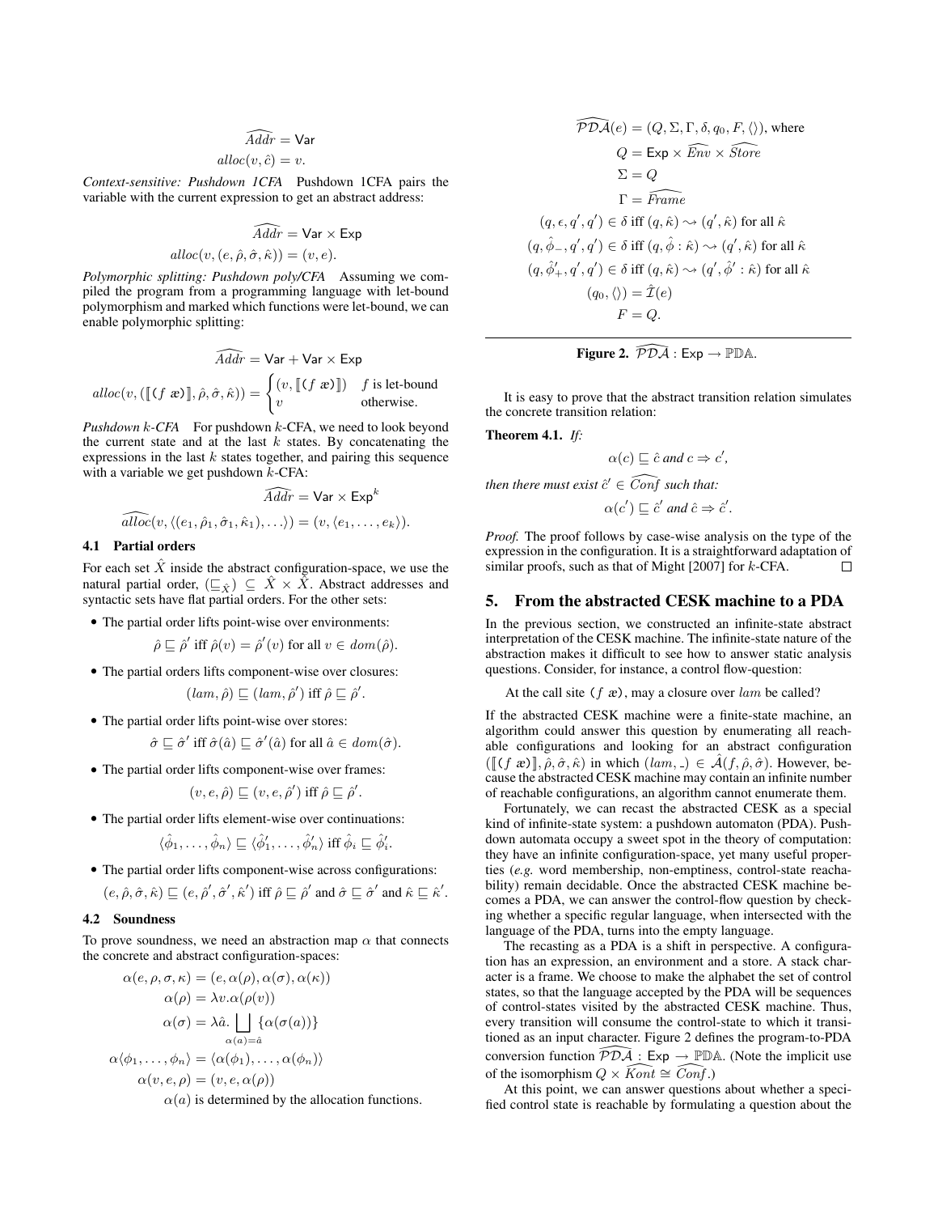$$\widehat{Addr} = \mathsf{Var}$$
$$alloc(v, \hat{c}) = v.$$

*Context-sensitive: Pushdown 1CFA* Pushdown 1CFA pairs the variable with the current expression to get an abstract address:

$$\widehat{Addr} = \mathsf{Var} \times \mathsf{Exp}$$
$$alloc(v, (e, \hat{\rho}, \hat{\sigma}, \hat{\kappa})) = (v, e).$$

*Polymorphic splitting: Pushdown poly/CFA* Assuming we compiled the program from a programming language with let-bound polymorphism and marked which functions were let-bound, we can enable polymorphic splitting:

$$\widehat{Addr} = \mathsf{Var} + \mathsf{Var} \times \mathsf{Exp}$$
$$alloc(v, (\llbracket (f\ æ) \rrbracket, \hat{\rho}, \hat{\sigma}, \hat{\kappa})) = \begin{cases} (v, \llbracket (f\ æ) \rrbracket) & f \text{ is let-bound} \\ v & \text{otherwise.} \end{cases}$$

*Pushdown k-CFA* For pushdown $k$-CFA, we need to look beyond the current state and at the last $k$ states. By concatenating the expressions in the last $k$ states together, and pairing this sequence with a variable we get pushdown $k$-CFA:

$$\widehat{Addr} = \mathsf{Var} \times \mathsf{Exp}^k$$
$$\widehat{alloc}(v, \langle (e_1, \hat{\rho}_1, \hat{\sigma}_1, \hat{\kappa}_1), \ldots \rangle) = (v, \langle e_1, \ldots, e_k \rangle).$$

### 4.1 Partial orders

For each set $\hat{X}$ inside the abstract configuration-space, we use the natural partial order, $(\sqsubseteq_{\hat{X}}) \subseteq \hat{X} \times \hat{X}$. Abstract addresses and syntactic sets have flat partial orders. For the other sets:

- The partial order lifts point-wise over environments:
  $$\hat{\rho} \sqsubseteq \hat{\rho}' \text{ iff } \hat{\rho}(v) = \hat{\rho}'(v) \text{ for all } v \in dom(\hat{\rho}).$$
- The partial orders lifts component-wise over closures:
  $$(lam, \hat{\rho}) \sqsubseteq (lam, \hat{\rho}') \text{ iff } \hat{\rho} \sqsubseteq \hat{\rho}'.$$
- The partial order lifts point-wise over stores:
  $$\hat{\sigma} \sqsubseteq \hat{\sigma}' \text{ iff } \hat{\sigma}(\hat{a}) \sqsubseteq \hat{\sigma}'(\hat{a}) \text{ for all } \hat{a} \in dom(\hat{\sigma}).$$
- The partial order lifts component-wise over frames:
  $$(v, e, \hat{\rho}) \sqsubseteq (v, e, \hat{\rho}') \text{ iff } \hat{\rho} \sqsubseteq \hat{\rho}'.$$
- The partial order lifts element-wise over continuations:
  $$\langle \hat{\phi}_1, \ldots, \hat{\phi}_n \rangle \sqsubseteq \langle \hat{\phi}'_1, \ldots, \hat{\phi}'_n \rangle \text{ iff } \hat{\phi}_i \sqsubseteq \hat{\phi}'_i.$$
- The partial order lifts component-wise across configurations:
  $$(e, \hat{\rho}, \hat{\sigma}, \hat{\kappa}) \sqsubseteq (e, \hat{\rho}', \hat{\sigma}', \hat{\kappa}') \text{ iff } \hat{\rho} \sqsubseteq \hat{\rho}' \text{ and } \hat{\sigma} \sqsubseteq \hat{\sigma}' \text{ and } \hat{\kappa} \sqsubseteq \hat{\kappa}'.$$

### 4.2 Soundness

To prove soundness, we need an abstraction map $\alpha$ that connects the concrete and abstract configuration-spaces:

$$\alpha(e, \rho, \sigma, \kappa) = (e, \alpha(\rho), \alpha(\sigma), \alpha(\kappa))$$
$$\alpha(\rho) = \lambda v.\alpha(\rho(v))$$
$$\alpha(\sigma) = \lambda \hat{a}. \bigsqcup_{\alpha(a)=\hat{a}} \{\alpha(\sigma(a))\}$$
$$\alpha\langle \phi_1, \ldots, \phi_n \rangle = \langle \alpha(\phi_1), \ldots, \alpha(\phi_n) \rangle$$
$$\alpha(v, e, \rho) = (v, e, \alpha(\rho))$$

$\alpha(a)$ is determined by the allocation functions.

$$\widehat{\mathcal{PDA}}(e) = (Q, \Sigma, \Gamma, \delta, q_0, F, \langle\rangle), \text{ where}$$
$$Q = \mathsf{Exp} \times \widehat{Env} \times \widehat{Store}$$
$$\Sigma = Q$$
$$\Gamma = \widehat{Frame}$$
$$(q, \epsilon, q', q') \in \delta \text{ iff } (q, \hat{\kappa}) \leadsto (q', \hat{\kappa}) \text{ for all } \hat{\kappa}$$
$$(q, \hat{\phi}_-, q', q') \in \delta \text{ iff } (q, \hat{\phi} : \hat{\kappa}) \leadsto (q', \hat{\kappa}) \text{ for all } \hat{\kappa}$$
$$(q, \hat{\phi}'_+, q', q') \in \delta \text{ iff } (q, \hat{\kappa}) \leadsto (q', \hat{\phi}' : \hat{\kappa}) \text{ for all } \hat{\kappa}$$
$$(q_0, \langle\rangle) = \hat{\mathcal{I}}(e)$$
$$F = Q.$$

**Figure 2.** $\widehat{\mathcal{PDA}} : \mathsf{Exp} \to \mathbb{PDA}$.

It is easy to prove that the abstract transition relation simulates the concrete transition relation:

**Theorem 4.1.** *If:*

$$\alpha(c) \sqsubseteq \hat{c} \text{ and } c \Rightarrow c',$$

*then there must exist $\hat{c}' \in \widehat{Conf}$ such that:*

$$\alpha(c') \sqsubseteq \hat{c}' \text{ and } \hat{c} \Rightarrow \hat{c}'.$$

*Proof.* The proof follows by case-wise analysis on the type of the expression in the configuration. It is a straightforward adaptation of similar proofs, such as that of Might [2007] for $k$-CFA. □

## 5. From the abstracted CESK machine to a PDA

In the previous section, we constructed an infinite-state abstract interpretation of the CESK machine. The infinite-state nature of the abstraction makes it difficult to see how to answer static analysis questions. Consider, for instance, a control flow-question:

> At the call site $(f\ æ)$, may a closure over $lam$ be called?

If the abstracted CESK machine were a finite-state machine, an algorithm could answer this question by enumerating all reachable configurations and looking for an abstract configuration $(\llbracket (f\ æ) \rrbracket, \hat{\rho}, \hat{\sigma}, \hat{\kappa})$ in which $(lam, \_) \in \hat{\mathcal{A}}(f, \hat{\rho}, \hat{\sigma})$. However, because the abstracted CESK machine may contain an infinite number of reachable configurations, an algorithm cannot enumerate them.

Fortunately, we can recast the abstracted CESK as a special kind of infinite-state system: a pushdown automaton (PDA). Pushdown automata occupy a sweet spot in the theory of computation: they have an infinite configuration-space, yet many useful properties (*e.g.* word membership, non-emptiness, control-state reachability) remain decidable. Once the abstracted CESK machine becomes a PDA, we can answer the control-flow question by checking whether a specific regular language, when intersected with the language of the PDA, turns into the empty language.

The recasting as a PDA is a shift in perspective. A configuration has an expression, an environment and a store. A stack character is a frame. We choose to make the alphabet the set of control states, so that the language accepted by the PDA will be sequences of control-states visited by the abstracted CESK machine. Thus, every transition will consume the control-state to which it transitioned as an input character. Figure 2 defines the program-to-PDA conversion function $\widehat{\mathcal{PDA}} : \mathsf{Exp} \to \mathbb{PDA}$. (Note the implicit use of the isomorphism $Q \times \widehat{Kont} \cong \widehat{Conf}$.)

At this point, we can answer questions about whether a specified control state is reachable by formulating a question about the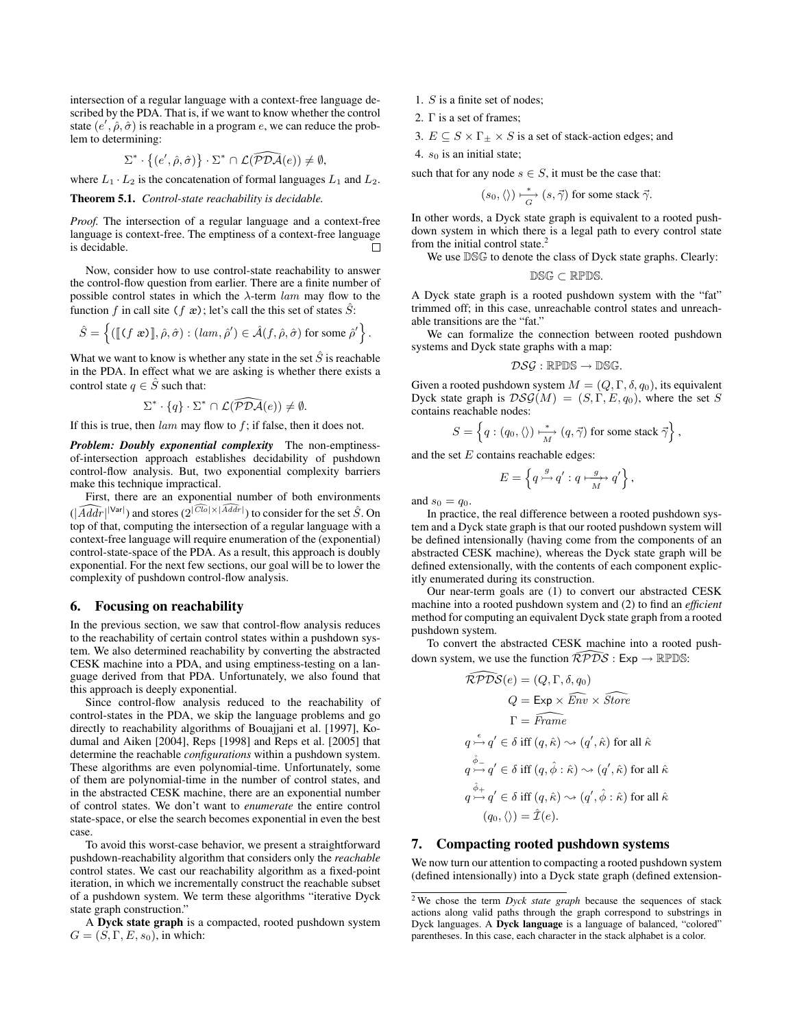intersection of a regular language with a context-free language described by the PDA. That is, if we want to know whether the control state $(e', \hat{\rho}, \hat{\sigma})$ is reachable in a program $e$, we can reduce the problem to determining:

$$\Sigma^* \cdot \left\{(e', \hat{\rho}, \hat{\sigma})\right\} \cdot \Sigma^* \cap \mathcal{L}(\widehat{\mathcal{PDA}}(e)) \neq \emptyset,$$

where $L_1 \cdot L_2$ is the concatenation of formal languages $L_1$ and $L_2$.

**Theorem 5.1.** *Control-state reachability is decidable.*

*Proof.* The intersection of a regular language and a context-free language is context-free. The emptiness of a context-free language is decidable. □

Now, consider how to use control-state reachability to answer the control-flow question from earlier. There are a finite number of possible control states in which the $\lambda$-term $lam$ may flow to the function $f$ in call site $(f\ æ)$; let's call the this set of states $\hat{S}$:

$$\hat{S} = \left\{ (\llbracket (f\ æ) \rrbracket, \hat{\rho}, \hat{\sigma}) : (lam, \hat{\rho}') \in \hat{\mathcal{A}}(f, \hat{\rho}, \hat{\sigma}) \text{ for some } \hat{\rho}' \right\}.$$

What we want to know is whether any state in the set $\hat{S}$ is reachable in the PDA. In effect what we are asking is whether there exists a control state $q \in \hat{S}$ such that:

$$\Sigma^* \cdot \{q\} \cdot \Sigma^* \cap \mathcal{L}(\widehat{\mathcal{PDA}}(e)) \neq \emptyset.$$

If this is true, then $lam$ may flow to $f$; if false, then it does not.

***Problem: Doubly exponential complexity*** The non-emptiness-of-intersection approach establishes decidability of pushdown control-flow analysis. But, two exponential complexity barriers make this technique impractical.

First, there are an exponential number of both environments ($|\widehat{Addr}|^{|\mathsf{Var}|}$) and stores ($2^{|\widehat{Clo}| \times |\widehat{Addr}|}$) to consider for the set $\hat{S}$. On top of that, computing the intersection of a regular language with a context-free language will require enumeration of the (exponential) control-state-space of the PDA. As a result, this approach is doubly exponential. For the next few sections, our goal will be to lower the complexity of pushdown control-flow analysis.

## 6. Focusing on reachability

In the previous section, we saw that control-flow analysis reduces to the reachability of certain control states within a pushdown system. We also determined reachability by converting the abstracted CESK machine into a PDA, and using emptiness-testing on a language derived from that PDA. Unfortunately, we also found that this approach is deeply exponential.

Since control-flow analysis reduced to the reachability of control-states in the PDA, we skip the language problems and go directly to reachability algorithms of Bouajjani et al. [1997], Kodumal and Aiken [2004], Reps [1998] and Reps et al. [2005] that determine the reachable *configurations* within a pushdown system. These algorithms are even polynomial-time. Unfortunately, some of them are polynomial-time in the number of control states, and in the abstracted CESK machine, there are an exponential number of control states. We don't want to *enumerate* the entire control state-space, or else the search becomes exponential in even the best case.

To avoid this worst-case behavior, we present a straightforward pushdown-reachability algorithm that considers only the *reachable* control states. We cast our reachability algorithm as a fixed-point iteration, in which we incrementally construct the reachable subset of a pushdown system. We term these algorithms "iterative Dyck state graph construction."

A **Dyck state graph** is a compacted, rooted pushdown system $G = (S, \Gamma, E, s_0)$, in which:

1. $S$ is a finite set of nodes;
2. $\Gamma$ is a set of frames;
3. $E \subseteq S \times \Gamma_\pm \times S$ is a set of stack-action edges; and
4. $s_0$ is an initial state;

such that for any node $s \in S$, it must be the case that:

$$(s_0, \langle\rangle) \underset{G}{\overset{*}{\longmapsto}} (s, \vec{\gamma}) \text{ for some stack } \vec{\gamma}.$$

In other words, a Dyck state graph is equivalent to a rooted pushdown system in which there is a legal path to every control state from the initial control state.[2]

We use $\mathbb{DSG}$ to denote the class of Dyck state graphs. Clearly:

$$\mathbb{DSG} \subset \mathbb{RPDS}.$$

A Dyck state graph is a rooted pushdown system with the "fat" trimmed off; in this case, unreachable control states and unreachable transitions are the "fat."

We can formalize the connection between rooted pushdown systems and Dyck state graphs with a map:

$$\mathcal{DSG} : \mathbb{RPDS} \to \mathbb{DSG}.$$

Given a rooted pushdown system $M = (Q, \Gamma, \delta, q_0)$, its equivalent Dyck state graph is $\mathcal{DSG}(M) = (S, \Gamma, E, q_0)$, where the set $S$ contains reachable nodes:

$$S = \left\{ q : (q_0, \langle\rangle) \underset{M}{\overset{*}{\longmapsto}} (q, \vec{\gamma}) \text{ for some stack } \vec{\gamma} \right\},$$

and the set $E$ contains reachable edges:

$$E = \left\{ q \overset{g}{\rightarrowtail} q' : q \underset{M}{\overset{g}{\longmapsto}} q' \right\},$$

and $s_0 = q_0$.

In practice, the real difference between a rooted pushdown system and a Dyck state graph is that our rooted pushdown system will be defined intensionally (having come from the components of an abstracted CESK machine), whereas the Dyck state graph will be defined extensionally, with the contents of each component explicitly enumerated during its construction.

Our near-term goals are (1) to convert our abstracted CESK machine into a rooted pushdown system and (2) to find an *efficient* method for computing an equivalent Dyck state graph from a rooted pushdown system.

To convert the abstracted CESK machine into a rooted pushdown system, we use the function $\widehat{\mathcal{RPDS}} : \mathsf{Exp} \to \mathbb{RPDS}$:

$$\begin{aligned}
\widehat{\mathcal{RPDS}}(e) &= (Q, \Gamma, \delta, q_0)\\
Q &= \mathsf{Exp} \times \widehat{Env} \times \widehat{Store}\\
\Gamma &= \widehat{Frame}\\
q \overset{\epsilon}{\rightarrowtail} q' \in \delta &\text{ iff } (q, \hat{\kappa}) \leadsto (q', \hat{\kappa}) \text{ for all } \hat{\kappa}\\
q \overset{\hat{\phi}_-}{\rightarrowtail} q' \in \delta &\text{ iff } (q, \hat{\phi} : \hat{\kappa}) \leadsto (q', \hat{\kappa}) \text{ for all } \hat{\kappa}\\
q \overset{\hat{\phi}_+}{\rightarrowtail} q' \in \delta &\text{ iff } (q, \hat{\kappa}) \leadsto (q', \hat{\phi} : \hat{\kappa}) \text{ for all } \hat{\kappa}\\
(q_0, \langle\rangle) &= \hat{\mathcal{I}}(e).
\end{aligned}$$

## 7. Compacting rooted pushdown systems

We now turn our attention to compacting a rooted pushdown system (defined intensionally) into a Dyck state graph (defined extension-

[2] We chose the term *Dyck state graph* because the sequences of stack actions along valid paths through the graph correspond to substrings in Dyck languages. A **Dyck language** is a language of balanced, "colored" parentheses. In this case, each character in the stack alphabet is a color.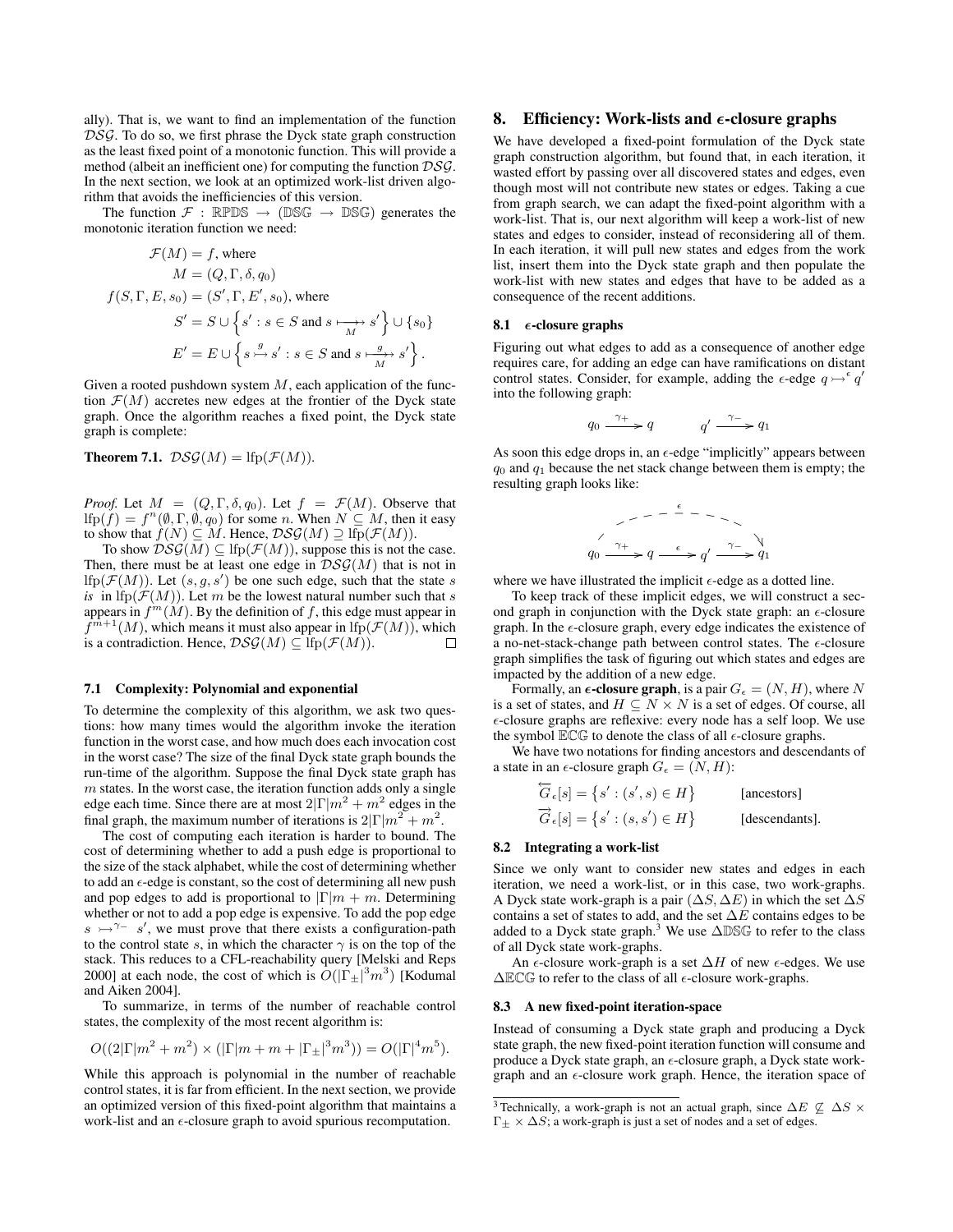ally). That is, we want to find an implementation of the function $\mathcal{DSG}$. To do so, we first phrase the Dyck state graph construction as the least fixed point of a monotonic function. This will provide a method (albeit an inefficient one) for computing the function $\mathcal{DSG}$. In the next section, we look at an optimized work-list driven algorithm that avoids the inefficiencies of this version.

The function $\mathcal{F} : \mathbb{RPDS} \to (\mathbb{DSG} \to \mathbb{DSG})$ generates the monotonic iteration function we need:

$$
\begin{aligned}
\mathcal{F}(M) &= f, \text{ where} \\
M &= (Q, \Gamma, \delta, q_0) \\
f(S, \Gamma, E, s_0) &= (S', \Gamma, E', s_0), \text{ where} \\
S' &= S \cup \left\{ s' : s \in S \text{ and } s \underset{M}{\longmapsto} s' \right\} \cup \{s_0\} \\
E' &= E \cup \left\{ s \overset{g}{\rightarrowtail} s' : s \in S \text{ and } s \underset{M}{\overset{g}{\longmapsto}} s' \right\}.
\end{aligned}
$$

Given a rooted pushdown system $M$, each application of the function $\mathcal{F}(M)$ accretes new edges at the frontier of the Dyck state graph. Once the algorithm reaches a fixed point, the Dyck state graph is complete:

**Theorem 7.1.** $\mathcal{DSG}(M) = \text{lfp}(\mathcal{F}(M))$.

*Proof.* Let $M = (Q, \Gamma, \delta, q_0)$. Let $f = \mathcal{F}(M)$. Observe that $\text{lfp}(f) = f^n(\emptyset, \Gamma, \emptyset, q_0)$ for some $n$. When $N \subseteq M$, then it easy to show that $f(N) \subseteq M$. Hence, $\mathcal{DSG}(M) \supseteq \text{lfp}(\mathcal{F}(M))$.

To show $\mathcal{DSG}(M) \subseteq \text{lfp}(\mathcal{F}(M))$, suppose this is not the case. Then, there must be at least one edge in $\mathcal{DSG}(M)$ that is not in $\text{lfp}(\mathcal{F}(M))$. Let $(s, g, s')$ be one such edge, such that the state $s$ *is* in $\text{lfp}(\mathcal{F}(M))$. Let $m$ be the lowest natural number such that $s$ appears in $f^m(M)$. By the definition of $f$, this edge must appear in $f^{m+1}(M)$, which means it must also appear in $\text{lfp}(\mathcal{F}(M))$, which is a contradiction. Hence, $\mathcal{DSG}(M) \subseteq \text{lfp}(\mathcal{F}(M))$. ∎

### 7.1 Complexity: Polynomial and exponential

To determine the complexity of this algorithm, we ask two questions: how many times would the algorithm invoke the iteration function in the worst case, and how much does each invocation cost in the worst case? The size of the final Dyck state graph bounds the run-time of the algorithm. Suppose the final Dyck state graph has $m$ states. In the worst case, the iteration function adds only a single edge each time. Since there are at most $2|\Gamma|m^2 + m^2$ edges in the final graph, the maximum number of iterations is $2|\Gamma|m^2 + m^2$.

The cost of computing each iteration is harder to bound. The cost of determining whether to add a push edge is proportional to the size of the stack alphabet, while the cost of determining whether to add an $\epsilon$-edge is constant, so the cost of determining all new push and pop edges to add is proportional to $|\Gamma|m + m$. Determining whether or not to add a pop edge is expensive. To add the pop edge $s \rightarrowtail^{\gamma_-} s'$, we must prove that there exists a configuration-path to the control state $s$, in which the character $\gamma$ is on the top of the stack. This reduces to a CFL-reachability query [Melski and Reps 2000] at each node, the cost of which is $O(|\Gamma_\pm|^3 m^3)$ [Kodumal and Aiken 2004].

To summarize, in terms of the number of reachable control states, the complexity of the most recent algorithm is:

$$
O((2|\Gamma|m^2 + m^2) \times (|\Gamma|m + m + |\Gamma_\pm|^3 m^3)) = O(|\Gamma|^4 m^5).
$$

While this approach is polynomial in the number of reachable control states, it is far from efficient. In the next section, we provide an optimized version of this fixed-point algorithm that maintains a work-list and an $\epsilon$-closure graph to avoid spurious recomputation.

## 8. Efficiency: Work-lists and $\epsilon$-closure graphs

We have developed a fixed-point formulation of the Dyck state graph construction algorithm, but found that, in each iteration, it wasted effort by passing over all discovered states and edges, even though most will not contribute new states or edges. Taking a cue from graph search, we can adapt the fixed-point algorithm with a work-list. That is, our next algorithm will keep a work-list of new states and edges to consider, instead of reconsidering all of them. In each iteration, it will pull new states and edges from the work list, insert them into the Dyck state graph and then populate the work-list with new states and edges that have to be added as a consequence of the recent additions.

### 8.1 $\epsilon$-closure graphs

Figuring out what edges to add as a consequence of another edge requires care, for adding an edge can have ramifications on distant control states. Consider, for example, adding the $\epsilon$-edge $q \rightarrowtail^\epsilon q'$ into the following graph:

$$
q_0 \xrightarrow{\gamma_+} q \qquad\qquad q' \xrightarrow{\gamma_-} q_1
$$

As soon this edge drops in, an $\epsilon$-edge "implicitly" appears between $q_0$ and $q_1$ because the net stack change between them is empty; the resulting graph looks like:

$$
q_0 \xrightarrow{\gamma_+} q \xrightarrow{\epsilon} q' \xrightarrow{\gamma_-} q_1 \quad (\text{with a dotted } \epsilon\text{-edge from } q_0 \text{ to } q_1)
$$

where we have illustrated the implicit $\epsilon$-edge as a dotted line.

To keep track of these implicit edges, we will construct a second graph in conjunction with the Dyck state graph: an $\epsilon$-closure graph. In the $\epsilon$-closure graph, every edge indicates the existence of a no-net-stack-change path between control states. The $\epsilon$-closure graph simplifies the task of figuring out which states and edges are impacted by the addition of a new edge.

Formally, an **$\epsilon$-closure graph**, is a pair $G_\epsilon = (N, H)$, where $N$ is a set of states, and $H \subseteq N \times N$ is a set of edges. Of course, all $\epsilon$-closure graphs are reflexive: every node has a self loop. We use the symbol $\mathbb{ECG}$ to denote the class of all $\epsilon$-closure graphs.

We have two notations for finding ancestors and descendants of a state in an $\epsilon$-closure graph $G_\epsilon = (N, H)$:

$$
\begin{aligned}
\overleftarrow{G}_\epsilon[s] &= \left\{ s' : (s', s) \in H \right\} && \text{[ancestors]} \\
\overrightarrow{G}_\epsilon[s] &= \left\{ s' : (s, s') \in H \right\} && \text{[descendants].}
\end{aligned}
$$

### 8.2 Integrating a work-list

Since we only want to consider new states and edges in each iteration, we need a work-list, or in this case, two work-graphs. A Dyck state work-graph is a pair $(\Delta S, \Delta E)$ in which the set $\Delta S$ contains a set of states to add, and the set $\Delta E$ contains edges to be added to a Dyck state graph.[3] We use $\Delta\mathbb{DSG}$ to refer to the class of all Dyck state work-graphs.

An $\epsilon$-closure work-graph is a set $\Delta H$ of new $\epsilon$-edges. We use $\Delta\mathbb{ECG}$ to refer to the class of all $\epsilon$-closure work-graphs.

### 8.3 A new fixed-point iteration-space

Instead of consuming a Dyck state graph and producing a Dyck state graph, the new fixed-point iteration function will consume and produce a Dyck state graph, an $\epsilon$-closure graph, a Dyck state work-graph and an $\epsilon$-closure work graph. Hence, the iteration space of

[3] Technically, a work-graph is not an actual graph, since $\Delta E \not\subseteq \Delta S \times \Gamma_\pm \times \Delta S$; a work-graph is just a set of nodes and a set of edges.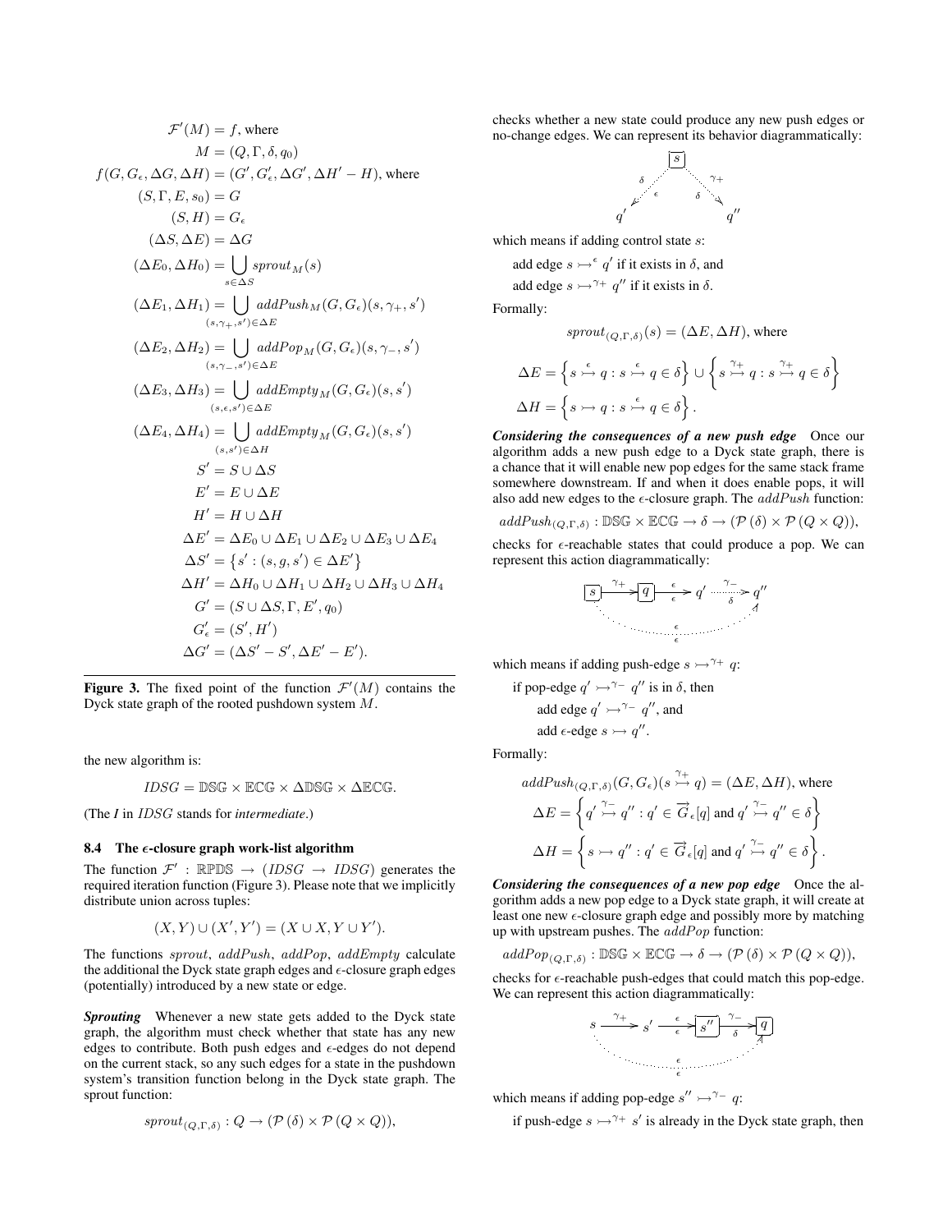$$
\begin{aligned}
\mathcal{F}'(M) &= f, \text{ where} \\
M &= (Q, \Gamma, \delta, q_0) \\
f(G, G_\epsilon, \Delta G, \Delta H) &= (G', G'_\epsilon, \Delta G', \Delta H' - H), \text{ where} \\
(S, \Gamma, E, s_0) &= G \\
(S, H) &= G_\epsilon \\
(\Delta S, \Delta E) &= \Delta G \\
(\Delta E_0, \Delta H_0) &= \bigcup_{s \in \Delta S} sprout_M(s) \\
(\Delta E_1, \Delta H_1) &= \bigcup_{(s,\gamma_+,s') \in \Delta E} addPush_M(G, G_\epsilon)(s, \gamma_+, s') \\
(\Delta E_2, \Delta H_2) &= \bigcup_{(s,\gamma_-,s') \in \Delta E} addPop_M(G, G_\epsilon)(s, \gamma_-, s') \\
(\Delta E_3, \Delta H_3) &= \bigcup_{(s,\epsilon,s') \in \Delta E} addEmpty_M(G, G_\epsilon)(s, s') \\
(\Delta E_4, \Delta H_4) &= \bigcup_{(s,s') \in \Delta H} addEmpty_M(G, G_\epsilon)(s, s') \\
S' &= S \cup \Delta S \\
E' &= E \cup \Delta E \\
H' &= H \cup \Delta H \\
\Delta E' &= \Delta E_0 \cup \Delta E_1 \cup \Delta E_2 \cup \Delta E_3 \cup \Delta E_4 \\
\Delta S' &= \left\{ s' : (s, g, s') \in \Delta E' \right\} \\
\Delta H' &= \Delta H_0 \cup \Delta H_1 \cup \Delta H_2 \cup \Delta H_3 \cup \Delta H_4 \\
G' &= (S \cup \Delta S, \Gamma, E', q_0) \\
G'_\epsilon &= (S', H') \\
\Delta G' &= (\Delta S' - S', \Delta E' - E').
\end{aligned}
$$

**Figure 3.** The fixed point of the function $\mathcal{F}'(M)$ contains the Dyck state graph of the rooted pushdown system $M$.

the new algorithm is:

$$IDSG = \mathbb{DSG} \times \mathbb{ECG} \times \Delta\mathbb{DSG} \times \Delta\mathbb{ECG}.$$

(The *I* in $IDSG$ stands for *intermediate*.)

### 8.4 The $\epsilon$-closure graph work-list algorithm

The function $\mathcal{F}' : \mathbb{RPDS} \to (IDSG \to IDSG)$ generates the required iteration function (Figure 3). Please note that we implicitly distribute union across tuples:

$$(X, Y) \cup (X', Y') = (X \cup X, Y \cup Y').$$

The functions $sprout$, $addPush$, $addPop$, $addEmpty$ calculate the additional the Dyck state graph edges and $\epsilon$-closure graph edges (potentially) introduced by a new state or edge.

***Sprouting*** Whenever a new state gets added to the Dyck state graph, the algorithm must check whether that state has any new edges to contribute. Both push edges and $\epsilon$-edges do not depend on the current stack, so any such edges for a state in the pushdown system's transition function belong in the Dyck state graph. The sprout function:

$$sprout_{(Q,\Gamma,\delta)} : Q \to (\mathcal{P}(\delta) \times \mathcal{P}(Q \times Q)),$$

checks whether a new state could produce any new push edges or no-change edges. We can represent its behavior diagrammatically:

which means if adding control state $s$:

add edge $s \rightarrowtail^{\epsilon} q'$ if it exists in $\delta$, and

add edge $s \rightarrowtail^{\gamma_+} q''$ if it exists in $\delta$.

Formally:

$$sprout_{(Q,\Gamma,\delta)}(s) = (\Delta E, \Delta H), \text{ where}$$

$$\Delta E = \left\{ s \overset{\epsilon}{\rightarrowtail} q : s \overset{\epsilon}{\rightarrowtail} q \in \delta \right\} \cup \left\{ s \overset{\gamma_+}{\rightarrowtail} q : s \overset{\gamma_+}{\rightarrowtail} q \in \delta \right\}$$

$$\Delta H = \left\{ s \rightarrowtail q : s \overset{\epsilon}{\rightarrowtail} q \in \delta \right\}.$$

***Considering the consequences of a new push edge*** Once our algorithm adds a new push edge to a Dyck state graph, there is a chance that it will enable new pop edges for the same stack frame somewhere downstream. If and when it does enable pops, it will also add new edges to the $\epsilon$-closure graph. The $addPush$ function:

$$addPush_{(Q,\Gamma,\delta)} : \mathbb{DSG} \times \mathbb{ECG} \to \delta \to (\mathcal{P}(\delta) \times \mathcal{P}(Q \times Q)),$$

checks for $\epsilon$-reachable states that could produce a pop. We can represent this action diagrammatically:

which means if adding push-edge $s \rightarrowtail^{\gamma_+} q$:

if pop-edge $q' \rightarrowtail^{\gamma_-} q''$ is in $\delta$, then

add edge $q' \rightarrowtail^{\gamma_-} q''$, and

add $\epsilon$-edge $s \rightarrowtail q''$.

Formally:

$$addPush_{(Q,\Gamma,\delta)}(G, G_\epsilon)(s \overset{\gamma_+}{\rightarrowtail} q) = (\Delta E, \Delta H), \text{ where}$$

$$\Delta E = \left\{ q' \overset{\gamma_-}{\rightarrowtail} q'' : q' \in \overrightarrow{G}_\epsilon[q] \text{ and } q' \overset{\gamma_-}{\rightarrowtail} q'' \in \delta \right\}$$

$$\Delta H = \left\{ s \rightarrowtail q'' : q' \in \overrightarrow{G}_\epsilon[q] \text{ and } q' \overset{\gamma_-}{\rightarrowtail} q'' \in \delta \right\}.$$

***Considering the consequences of a new pop edge*** Once the algorithm adds a new pop edge to a Dyck state graph, it will create at least one new $\epsilon$-closure graph edge and possibly more by matching up with upstream pushes. The $addPop$ function:

$$addPop_{(Q,\Gamma,\delta)} : \mathbb{DSG} \times \mathbb{ECG} \to \delta \to (\mathcal{P}(\delta) \times \mathcal{P}(Q \times Q)),$$

checks for $\epsilon$-reachable push-edges that could match this pop-edge. We can represent this action diagrammatically:

which means if adding pop-edge $s'' \rightarrowtail^{\gamma_-} q$:

if push-edge $s \rightarrowtail^{\gamma_+} s'$ is already in the Dyck state graph, then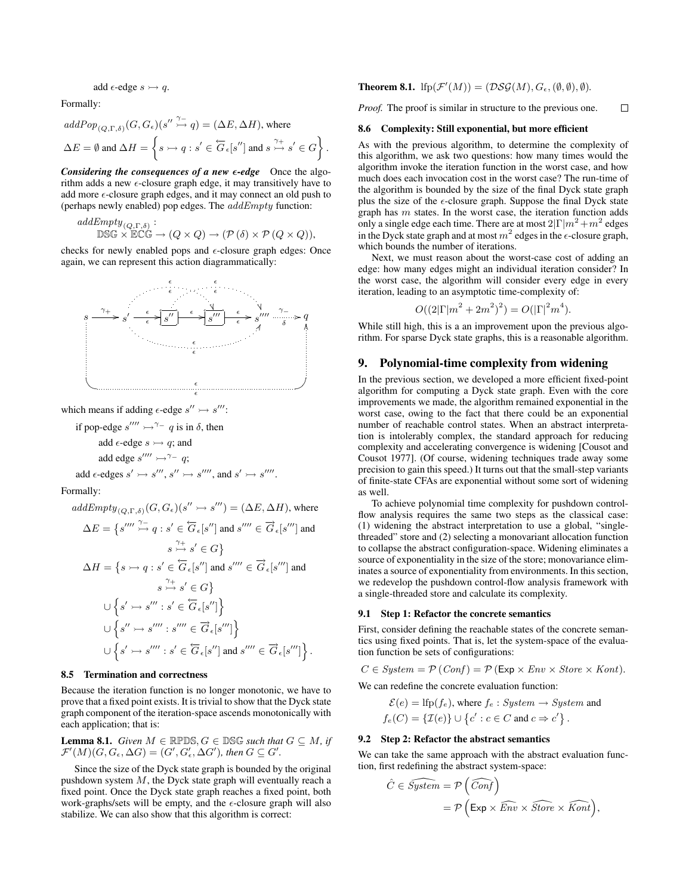add $\epsilon$-edge $s \rightarrowtail q$.

Formally:

$$addPop_{(Q,\Gamma,\delta)}(G, G_\epsilon)(s'' \overset{\gamma_-}{\rightarrowtail} q) = (\Delta E, \Delta H), \text{ where}$$

$$\Delta E = \emptyset \text{ and } \Delta H = \left\{ s \rightarrowtail q : s' \in \overleftarrow{G}_\epsilon[s''] \text{ and } s \overset{\gamma_+}{\rightarrowtail} s' \in G \right\}.$$

***Considering the consequences of a new $\epsilon$-edge*** Once the algorithm adds a new $\epsilon$-closure graph edge, it may transitively have to add more $\epsilon$-closure graph edges, and it may connect an old push to (perhaps newly enabled) pop edges. The $addEmpty$ function:

$$addEmpty_{(Q,\Gamma,\delta)} : \mathbb{DSG} \times \mathbb{ECG} \to (Q \times Q) \to (\mathcal{P}(\delta) \times \mathcal{P}(Q \times Q)),$$

checks for newly enabled pops and $\epsilon$-closure graph edges: Once again, we can represent this action diagrammatically:

$$s \xrightarrow{\gamma_+} s' \xrightarrow[\epsilon]{\epsilon} \boxed{s''} \xrightarrow{\epsilon} \boxed{s'''} \xrightarrow[\epsilon]{\epsilon} s'''' \overset{\gamma_-}{\underset{\delta}{\cdots\rightarrow}} q$$

which means if adding $\epsilon$-edge $s'' \rightarrowtail s'''$:

if pop-edge $s'''' \rightarrowtail^{\gamma_-} q$ is in $\delta$, then

add $\epsilon$-edge $s \rightarrowtail q$; and

add edge $s'''' \rightarrowtail^{\gamma_-} q$;

add $\epsilon$-edges $s' \rightarrowtail s'''$, $s'' \rightarrowtail s''''$, and $s' \rightarrowtail s''''$.

Formally:

$$addEmpty_{(Q,\Gamma,\delta)}(G, G_\epsilon)(s'' \rightarrowtail s''') = (\Delta E, \Delta H), \text{ where}$$

$$\Delta E = \left\{ s'''' \overset{\gamma_-}{\rightarrowtail} q : s' \in \overleftarrow{G}_\epsilon[s''] \text{ and } s'''' \in \overrightarrow{G}_\epsilon[s'''] \text{ and } s \overset{\gamma_+}{\rightarrowtail} s' \in G \right\}$$

$$\begin{aligned}
\Delta H = &\left\{ s \rightarrowtail q : s' \in \overleftarrow{G}_\epsilon[s''] \text{ and } s'''' \in \overrightarrow{G}_\epsilon[s'''] \text{ and } s \overset{\gamma_+}{\rightarrowtail} s' \in G \right\} \\
&\cup \left\{ s' \rightarrowtail s''' : s' \in \overleftarrow{G}_\epsilon[s''] \right\} \\
&\cup \left\{ s'' \rightarrowtail s'''' : s'''' \in \overrightarrow{G}_\epsilon[s'''] \right\} \\
&\cup \left\{ s' \rightarrowtail s'''' : s' \in \overleftarrow{G}_\epsilon[s''] \text{ and } s'''' \in \overrightarrow{G}_\epsilon[s'''] \right\}.
\end{aligned}$$

### 8.5 Termination and correctness

Because the iteration function is no longer monotonic, we have to prove that a fixed point exists. It is trivial to show that the Dyck state graph component of the iteration-space ascends monotonically with each application; that is:

**Lemma 8.1.** *Given $M \in \mathbb{RPDS}, G \in \mathbb{DSG}$ such that $G \subseteq M$, if $\mathcal{F}'(M)(G, G_\epsilon, \Delta G) = (G', G'_\epsilon, \Delta G')$, then $G \subseteq G'$.*

Since the size of the Dyck state graph is bounded by the original pushdown system $M$, the Dyck state graph will eventually reach a fixed point. Once the Dyck state graph reaches a fixed point, both work-graphs/sets will be empty, and the $\epsilon$-closure graph will also stabilize. We can also show that this algorithm is correct:

**Theorem 8.1.** $\text{lfp}(\mathcal{F}'(M)) = (\mathcal{DSG}(M), G_\epsilon, (\emptyset, \emptyset), \emptyset)$.

*Proof.* The proof is similar in structure to the previous one. $\square$

### 8.6 Complexity: Still exponential, but more efficient

As with the previous algorithm, to determine the complexity of this algorithm, we ask two questions: how many times would the algorithm invoke the iteration function in the worst case, and how much does each invocation cost in the worst case? The run-time of the algorithm is bounded by the size of the final Dyck state graph plus the size of the $\epsilon$-closure graph. Suppose the final Dyck state graph has $m$ states. In the worst case, the iteration function adds only a single edge each time. There are at most $2|\Gamma|m^2 + m^2$ edges in the Dyck state graph and at most $m^2$ edges in the $\epsilon$-closure graph, which bounds the number of iterations.

Next, we must reason about the worst-case cost of adding an edge: how many edges might an individual iteration consider? In the worst case, the algorithm will consider every edge in every iteration, leading to an asymptotic time-complexity of:

$$O((2|\Gamma|m^2 + 2m^2)^2) = O(|\Gamma|^2 m^4).$$

While still high, this is a an improvement upon the previous algorithm. For sparse Dyck state graphs, this is a reasonable algorithm.

## 9. Polynomial-time complexity from widening

In the previous section, we developed a more efficient fixed-point algorithm for computing a Dyck state graph. Even with the core improvements we made, the algorithm remained exponential in the worst case, owing to the fact that there could be an exponential number of reachable control states. When an abstract interpretation is intolerably complex, the standard approach for reducing complexity and accelerating convergence is widening [Cousot and Cousot 1977]. (Of course, widening techniques trade away some precision to gain this speed.) It turns out that the small-step variants of finite-state CFAs are exponential without some sort of widening as well.

To achieve polynomial time complexity for pushdown control-flow analysis requires the same two steps as the classical case: (1) widening the abstract interpretation to use a global, "single-threaded" store and (2) selecting a monovariant allocation function to collapse the abstract configuration-space. Widening eliminates a source of exponentiality in the size of the store; monovariance eliminates a source of exponentiality from environments. In this section, we redevelop the pushdown control-flow analysis framework with a single-threaded store and calculate its complexity.

### 9.1 Step 1: Refactor the concrete semantics

First, consider defining the reachable states of the concrete semantics using fixed points. That is, let the system-space of the evaluation function be sets of configurations:

$$C \in System = \mathcal{P}(Conf) = \mathcal{P}(\mathsf{Exp} \times Env \times Store \times Kont).$$

We can redefine the concrete evaluation function:

$$\mathcal{E}(e) = \text{lfp}(f_e), \text{ where } f_e : System \to System \text{ and}$$
$$f_e(C) = \{\mathcal{I}(e)\} \cup \left\{c' : c \in C \text{ and } c \Rightarrow c'\right\}.$$

### 9.2 Step 2: Refactor the abstract semantics

We can take the same approach with the abstract evaluation function, first redefining the abstract system-space:

$$\begin{aligned}
\hat{C} \in \widehat{System} &= \mathcal{P}\left(\widehat{Conf}\right) \\
&= \mathcal{P}\left(\mathsf{Exp} \times \widehat{Env} \times \widehat{Store} \times \widehat{Kont}\right),
\end{aligned}$$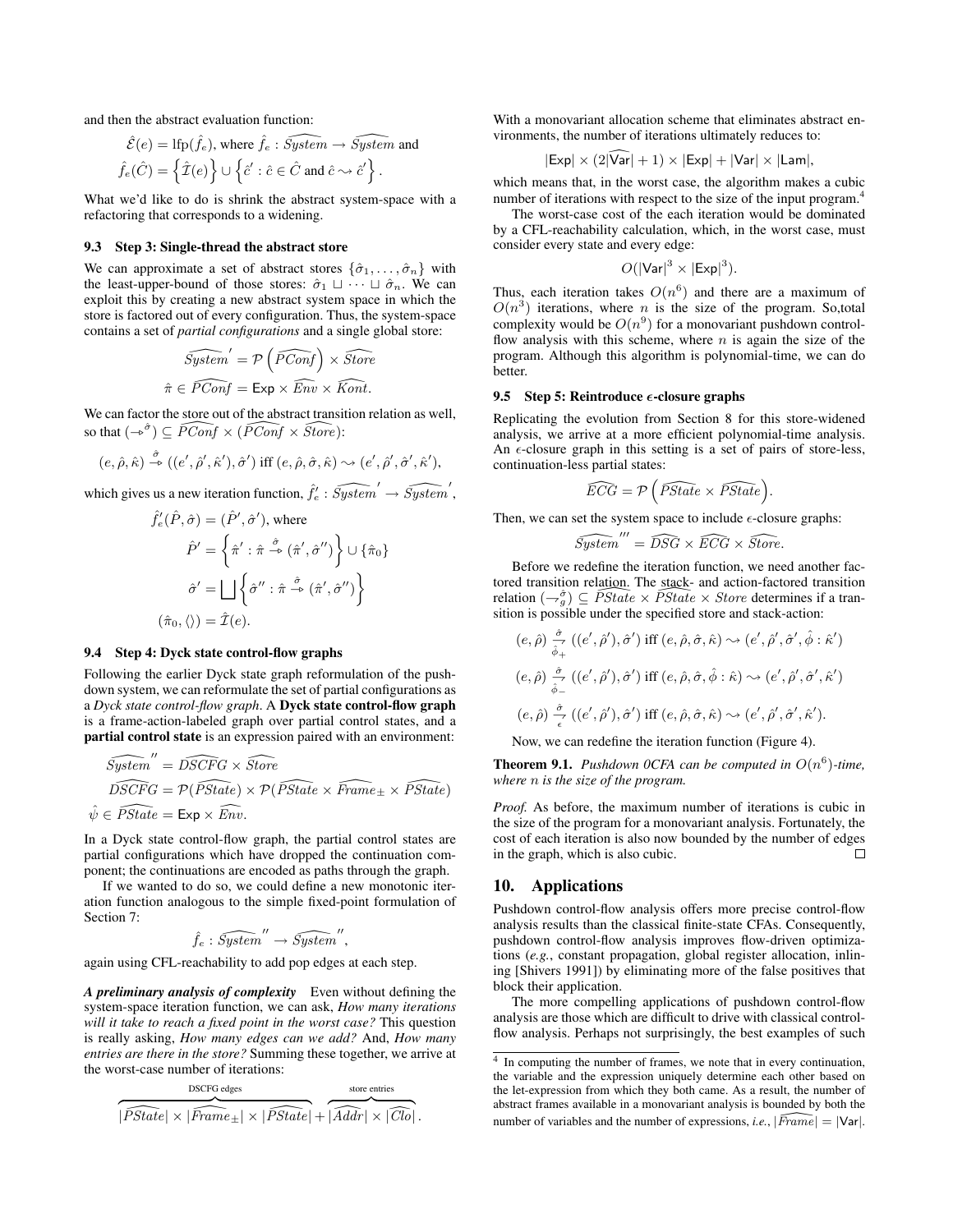and then the abstract evaluation function:

$$\hat{\mathcal{E}}(e) = \text{lfp}(\hat{f}_e), \text{ where } \hat{f}_e : \widehat{System} \to \widehat{System} \text{ and}$$

$$\hat{f}_e(\hat{C}) = \left\{\hat{\mathcal{I}}(e)\right\} \cup \left\{\hat{c}' : \hat{c} \in \hat{C} \text{ and } \hat{c} \leadsto \hat{c}'\right\}.$$

What we'd like to do is shrink the abstract system-space with a refactoring that corresponds to a widening.

### 9.3 Step 3: Single-thread the abstract store

We can approximate a set of abstract stores $\{\hat{\sigma}_1, \ldots, \hat{\sigma}_n\}$ with the least-upper-bound of those stores: $\hat{\sigma}_1 \sqcup \cdots \sqcup \hat{\sigma}_n$. We can exploit this by creating a new abstract system space in which the store is factored out of every configuration. Thus, the system-space contains a set of *partial configurations* and a single global store:

$$\widehat{System}' = \mathcal{P}\left(\widehat{PConf}\right) \times \widehat{Store}$$

$$\hat{\pi} \in \widehat{PConf} = \mathsf{Exp} \times \widehat{Env} \times \widehat{Kont}.$$

We can factor the store out of the abstract transition relation as well, so that $(\overset{\hat{\sigma}}{\rightharpoondown}) \subseteq \widehat{PConf} \times (\widehat{PConf} \times \widehat{Store})$:

$$(e, \hat{\rho}, \hat{\kappa}) \overset{\hat{\sigma}}{\rightharpoondown} ((e', \hat{\rho}', \hat{\kappa}'), \hat{\sigma}') \text{ iff } (e, \hat{\rho}, \hat{\sigma}, \hat{\kappa}) \leadsto (e', \hat{\rho}', \hat{\sigma}', \hat{\kappa}'),$$

which gives us a new iteration function, $\hat{f}'_e : \widehat{System}' \to \widehat{System}'$,

$$\hat{f}'_e(\hat{P}, \hat{\sigma}) = (\hat{P}', \hat{\sigma}'), \text{ where}$$

$$\hat{P}' = \left\{\hat{\pi}' : \hat{\pi} \overset{\hat{\sigma}}{\rightharpoondown} (\hat{\pi}', \hat{\sigma}'')\right\} \cup \{\hat{\pi}_0\}$$

$$\hat{\sigma}' = \bigsqcup \left\{\hat{\sigma}'' : \hat{\pi} \overset{\hat{\sigma}}{\rightharpoondown} (\hat{\pi}', \hat{\sigma}'')\right\}$$

$$(\hat{\pi}_0, \langle\rangle) = \hat{\mathcal{I}}(e).$$

### 9.4 Step 4: Dyck state control-flow graphs

Following the earlier Dyck state graph reformulation of the push-down system, we can reformulate the set of partial configurations as a *Dyck state control-flow graph*. A **Dyck state control-flow graph** is a frame-action-labeled graph over partial control states, and a **partial control state** is an expression paired with an environment:

$$\widehat{System}'' = \widehat{DSCFG} \times \widehat{Store}$$

$$\widehat{DSCFG} = \mathcal{P}(\widehat{PState}) \times \mathcal{P}(\widehat{PState} \times \widehat{Frame}_\pm \times \widehat{PState})$$

$$\hat{\psi} \in \widehat{PState} = \mathsf{Exp} \times \widehat{Env}.$$

In a Dyck state control-flow graph, the partial control states are partial configurations which have dropped the continuation component; the continuations are encoded as paths through the graph.

If we wanted to do so, we could define a new monotonic iteration function analogous to the simple fixed-point formulation of Section 7:

$$\hat{f}_e : \widehat{System}'' \to \widehat{System}'',$$

again using CFL-reachability to add pop edges at each step.

***A preliminary analysis of complexity*** Even without defining the system-space iteration function, we can ask, *How many iterations will it take to reach a fixed point in the worst case?* This question is really asking, *How many edges can we add?* And, *How many entries are there in the store?* Summing these together, we arrive at the worst-case number of iterations:

$$\overbrace{|\widehat{PState}| \times |\widehat{Frame}_\pm| \times |\widehat{PState}|}^{\text{DSCFG edges}} + \overbrace{|\widehat{Addr}| \times |\widehat{Clo}|}^{\text{store entries}}.$$

With a monovariant allocation scheme that eliminates abstract environments, the number of iterations ultimately reduces to:

$$|\mathsf{Exp}| \times (2|\widehat{\mathsf{Var}}| + 1) \times |\mathsf{Exp}| + |\mathsf{Var}| \times |\mathsf{Lam}|,$$

which means that, in the worst case, the algorithm makes a cubic number of iterations with respect to the size of the input program.[4]

The worst-case cost of the each iteration would be dominated by a CFL-reachability calculation, which, in the worst case, must consider every state and every edge:

$$O(|\mathsf{Var}|^3 \times |\mathsf{Exp}|^3).$$

Thus, each iteration takes $O(n^6)$ and there are a maximum of $O(n^3)$ iterations, where $n$ is the size of the program. So,total complexity would be $O(n^9)$ for a monovariant pushdown control-flow analysis with this scheme, where $n$ is again the size of the program. Although this algorithm is polynomial-time, we can do better.

### 9.5 Step 5: Reintroduce $\epsilon$-closure graphs

Replicating the evolution from Section 8 for this store-widened analysis, we arrive at a more efficient polynomial-time analysis. An $\epsilon$-closure graph in this setting is a set of pairs of store-less, continuation-less partial states:

$$\widehat{ECG} = \mathcal{P}\left(\widehat{PState} \times \widehat{PState}\right).$$

Then, we can set the system space to include $\epsilon$-closure graphs:

$$\widehat{System}''' = \widehat{DSG} \times \widehat{ECG} \times \widehat{Store}.$$

Before we redefine the iteration function, we need another factored transition relation. The stack- and action-factored transition relation $(\overset{\hat{\sigma}}{\underset{g}{\rightarrowtail}}) \subseteq \widehat{PState} \times \widehat{PState} \times Store$ determines if a transition is possible under the specified store and stack-action:

$$(e, \hat{\rho}) \overset{\hat{\sigma}}{\underset{\hat{\phi}_+}{\rightarrowtail}} ((e', \hat{\rho}'), \hat{\sigma}') \text{ iff } (e, \hat{\rho}, \hat{\sigma}, \hat{\kappa}) \leadsto (e', \hat{\rho}', \hat{\sigma}', \hat{\phi} : \hat{\kappa}')$$

$$(e, \hat{\rho}) \overset{\hat{\sigma}}{\underset{\hat{\phi}_-}{\rightarrowtail}} ((e', \hat{\rho}'), \hat{\sigma}') \text{ iff } (e, \hat{\rho}, \hat{\sigma}, \hat{\phi} : \hat{\kappa}) \leadsto (e', \hat{\rho}', \hat{\sigma}', \hat{\kappa}')$$

$$(e, \hat{\rho}) \overset{\hat{\sigma}}{\underset{\epsilon}{\rightarrowtail}} ((e', \hat{\rho}'), \hat{\sigma}') \text{ iff } (e, \hat{\rho}, \hat{\sigma}, \hat{\kappa}) \leadsto (e', \hat{\rho}', \hat{\sigma}', \hat{\kappa}').$$

Now, we can redefine the iteration function (Figure 4).

**Theorem 9.1.** *Pushdown 0CFA can be computed in $O(n^6)$-time, where $n$ is the size of the program.*

*Proof.* As before, the maximum number of iterations is cubic in the size of the program for a monovariant analysis. Fortunately, the cost of each iteration is also now bounded by the number of edges in the graph, which is also cubic. □

## 10. Applications

Pushdown control-flow analysis offers more precise control-flow analysis results than the classical finite-state CFAs. Consequently, pushdown control-flow analysis improves flow-driven optimizations (*e.g.*, constant propagation, global register allocation, inlining [Shivers 1991]) by eliminating more of the false positives that block their application.

The more compelling applications of pushdown control-flow analysis are those which are difficult to drive with classical control-flow analysis. Perhaps not surprisingly, the best examples of such

---

[4] In computing the number of frames, we note that in every continuation, the variable and the expression uniquely determine each other based on the let-expression from which they both came. As a result, the number of abstract frames available in a monovariant analysis is bounded by both the number of variables and the number of expressions, *i.e.*, $|\widehat{Frame}| = |\mathsf{Var}|$.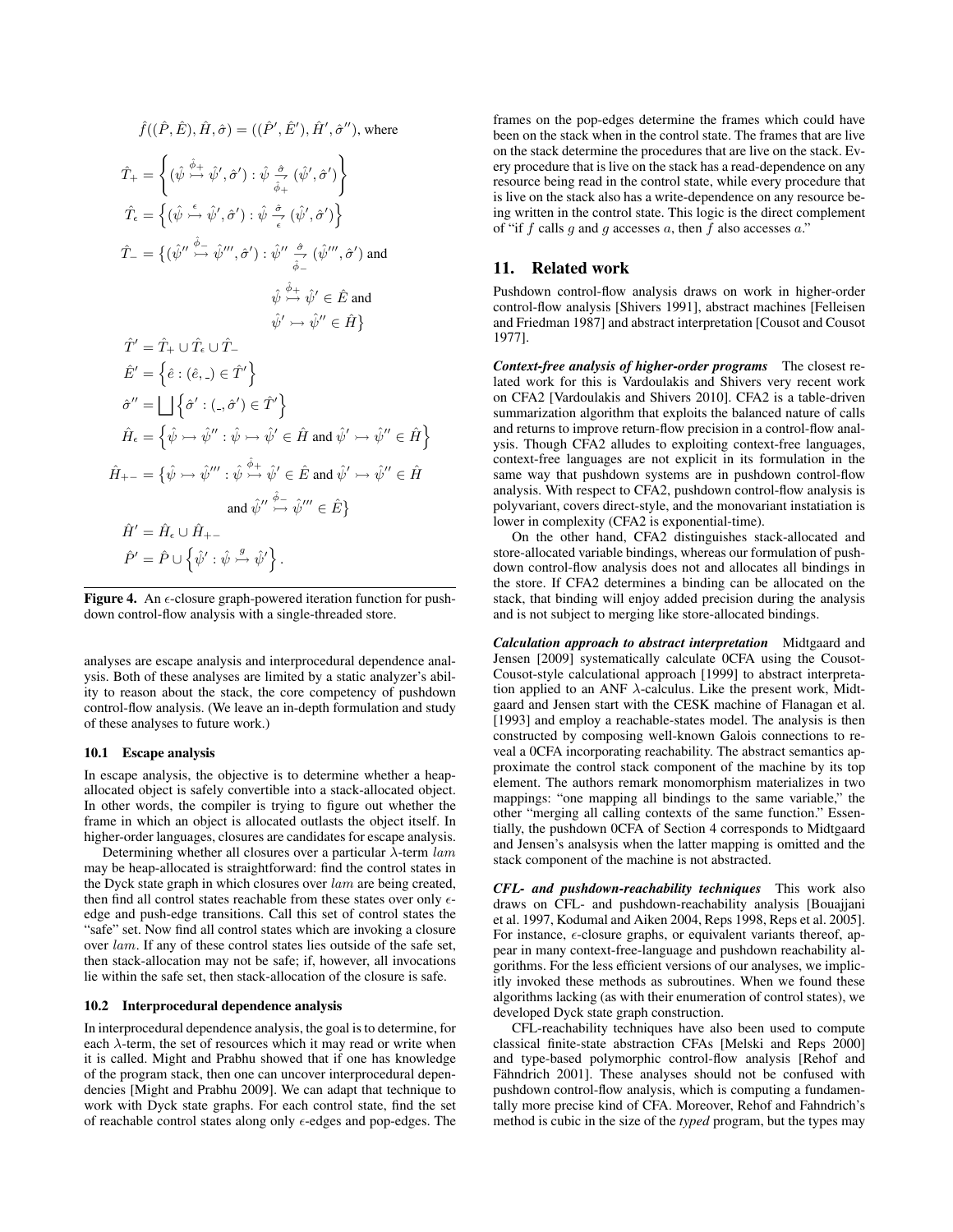$$\hat{f}((\hat{P}, \hat{E}), \hat{H}, \hat{\sigma}) = ((\hat{P}', \hat{E}'), \hat{H}', \hat{\sigma}''), \text{ where}$$

$$\hat{T}_+ = \left\{ (\hat{\psi} \overset{\hat{\phi}_+}{\rightarrowtail} \hat{\psi}', \hat{\sigma}') : \hat{\psi} \underset{\hat{\phi}_+}{\overset{\hat{\sigma}}{\rightarrow}} (\hat{\psi}', \hat{\sigma}') \right\}$$

$$\hat{T}_\epsilon = \left\{ (\hat{\psi} \overset{\epsilon}{\rightarrowtail} \hat{\psi}', \hat{\sigma}') : \hat{\psi} \underset{\epsilon}{\overset{\hat{\sigma}}{\rightarrow}} (\hat{\psi}', \hat{\sigma}') \right\}$$

$$\hat{T}_- = \{ (\hat{\psi}'' \overset{\hat{\phi}_-}{\rightarrowtail} \hat{\psi}''', \hat{\sigma}') : \hat{\psi}'' \underset{\hat{\phi}_-}{\overset{\hat{\sigma}}{\rightarrow}} (\hat{\psi}''', \hat{\sigma}') \text{ and } \hat{\psi} \overset{\hat{\phi}_+}{\rightarrowtail} \hat{\psi}' \in \hat{E} \text{ and } \hat{\psi}' \rightarrowtail \hat{\psi}'' \in \hat{H} \}$$

$$\hat{T}' = \hat{T}_+ \cup \hat{T}_\epsilon \cup \hat{T}_-$$

$$\hat{E}' = \left\{ \hat{e} : (\hat{e}, \_) \in \hat{T}' \right\}$$

$$\hat{\sigma}'' = \bigsqcup \left\{ \hat{\sigma}' : (\_, \hat{\sigma}') \in \hat{T}' \right\}$$

$$\hat{H}_\epsilon = \left\{ \hat{\psi} \rightarrowtail \hat{\psi}'' : \hat{\psi} \rightarrowtail \hat{\psi}' \in \hat{H} \text{ and } \hat{\psi}' \rightarrowtail \hat{\psi}'' \in \hat{H} \right\}$$

$$\hat{H}_{+-} = \{ \hat{\psi} \rightarrowtail \hat{\psi}''' : \hat{\psi} \overset{\hat{\phi}_+}{\rightarrowtail} \hat{\psi}' \in \hat{E} \text{ and } \hat{\psi}' \rightarrowtail \hat{\psi}'' \in \hat{H} \text{ and } \hat{\psi}'' \overset{\hat{\phi}_-}{\rightarrowtail} \hat{\psi}''' \in \hat{E} \}$$

$$\hat{H}' = \hat{H}_\epsilon \cup \hat{H}_{+-}$$

$$\hat{P}' = \hat{P} \cup \left\{ \hat{\psi}' : \hat{\psi} \overset{g}{\rightarrowtail} \hat{\psi}' \right\}.$$

**Figure 4.** An $\epsilon$-closure graph-powered iteration function for pushdown control-flow analysis with a single-threaded store.

analyses are escape analysis and interprocedural dependence analysis. Both of these analyses are limited by a static analyzer's ability to reason about the stack, the core competency of pushdown control-flow analysis. (We leave an in-depth formulation and study of these analyses to future work.)

### 10.1 Escape analysis

In escape analysis, the objective is to determine whether a heap-allocated object is safely convertible into a stack-allocated object. In other words, the compiler is trying to figure out whether the frame in which an object is allocated outlasts the object itself. In higher-order languages, closures are candidates for escape analysis.

Determining whether all closures over a particular $\lambda$-term $lam$ may be heap-allocated is straightforward: find the control states in the Dyck state graph in which closures over $lam$ are being created, then find all control states reachable from these states over only $\epsilon$-edge and push-edge transitions. Call this set of control states the "safe" set. Now find all control states which are invoking a closure over $lam$. If any of these control states lies outside of the safe set, then stack-allocation may not be safe; if, however, all invocations lie within the safe set, then stack-allocation of the closure is safe.

### 10.2 Interprocedural dependence analysis

In interprocedural dependence analysis, the goal is to determine, for each $\lambda$-term, the set of resources which it may read or write when it is called. Might and Prabhu showed that if one has knowledge of the program stack, then one can uncover interprocedural dependencies [Might and Prabhu 2009]. We can adapt that technique to work with Dyck state graphs. For each control state, find the set of reachable control states along only $\epsilon$-edges and pop-edges. The frames on the pop-edges determine the frames which could have been on the stack when in the control state. The frames that are live on the stack determine the procedures that are live on the stack. Every procedure that is live on the stack has a read-dependence on any resource being read in the control state, while every procedure that is live on the stack also has a write-dependence on any resource being written in the control state. This logic is the direct complement of "if $f$ calls $g$ and $g$ accesses $a$, then $f$ also accesses $a$."

## 11. Related work

Pushdown control-flow analysis draws on work in higher-order control-flow analysis [Shivers 1991], abstract machines [Felleisen and Friedman 1987] and abstract interpretation [Cousot and Cousot 1977].

***Context-free analysis of higher-order programs*** The closest related work for this is Vardoulakis and Shivers very recent work on CFA2 [Vardoulakis and Shivers 2010]. CFA2 is a table-driven summarization algorithm that exploits the balanced nature of calls and returns to improve return-flow precision in a control-flow analysis. Though CFA2 alludes to exploiting context-free languages, context-free languages are not explicit in its formulation in the same way that pushdown systems are in pushdown control-flow analysis. With respect to CFA2, pushdown control-flow analysis is polyvariant, covers direct-style, and the monovariant instatiation is lower in complexity (CFA2 is exponential-time).

On the other hand, CFA2 distinguishes stack-allocated and store-allocated variable bindings, whereas our formulation of pushdown control-flow analysis does not and allocates all bindings in the store. If CFA2 determines a binding can be allocated on the stack, that binding will enjoy added precision during the analysis and is not subject to merging like store-allocated bindings.

***Calculation approach to abstract interpretation*** Midtgaard and Jensen [2009] systematically calculate 0CFA using the Cousot-Cousot-style calculational approach [1999] to abstract interpretation applied to an ANF $\lambda$-calculus. Like the present work, Midtgaard and Jensen start with the CESK machine of Flanagan et al. [1993] and employ a reachable-states model. The analysis is then constructed by composing well-known Galois connections to reveal a 0CFA incorporating reachability. The abstract semantics approximate the control stack component of the machine by its top element. The authors remark monomorphism materializes in two mappings: "one mapping all bindings to the same variable," the other "merging all calling contexts of the same function." Essentially, the pushdown 0CFA of Section 4 corresponds to Midtgaard and Jensen's analsysis when the latter mapping is omitted and the stack component of the machine is not abstracted.

***CFL- and pushdown-reachability techniques*** This work also draws on CFL- and pushdown-reachability analysis [Bouajjani et al. 1997, Kodumal and Aiken 2004, Reps 1998, Reps et al. 2005]. For instance, $\epsilon$-closure graphs, or equivalent variants thereof, appear in many context-free-language and pushdown reachability algorithms. For the less efficient versions of our analyses, we implicitly invoked these methods as subroutines. When we found these algorithms lacking (as with their enumeration of control states), we developed Dyck state graph construction.

CFL-reachability techniques have also been used to compute classical finite-state abstraction CFAs [Melski and Reps 2000] and type-based polymorphic control-flow analysis [Rehof and Fähndrich 2001]. These analyses should not be confused with pushdown control-flow analysis, which is computing a fundamentally more precise kind of CFA. Moreover, Rehof and Fahndrich's method is cubic in the size of the *typed* program, but the types may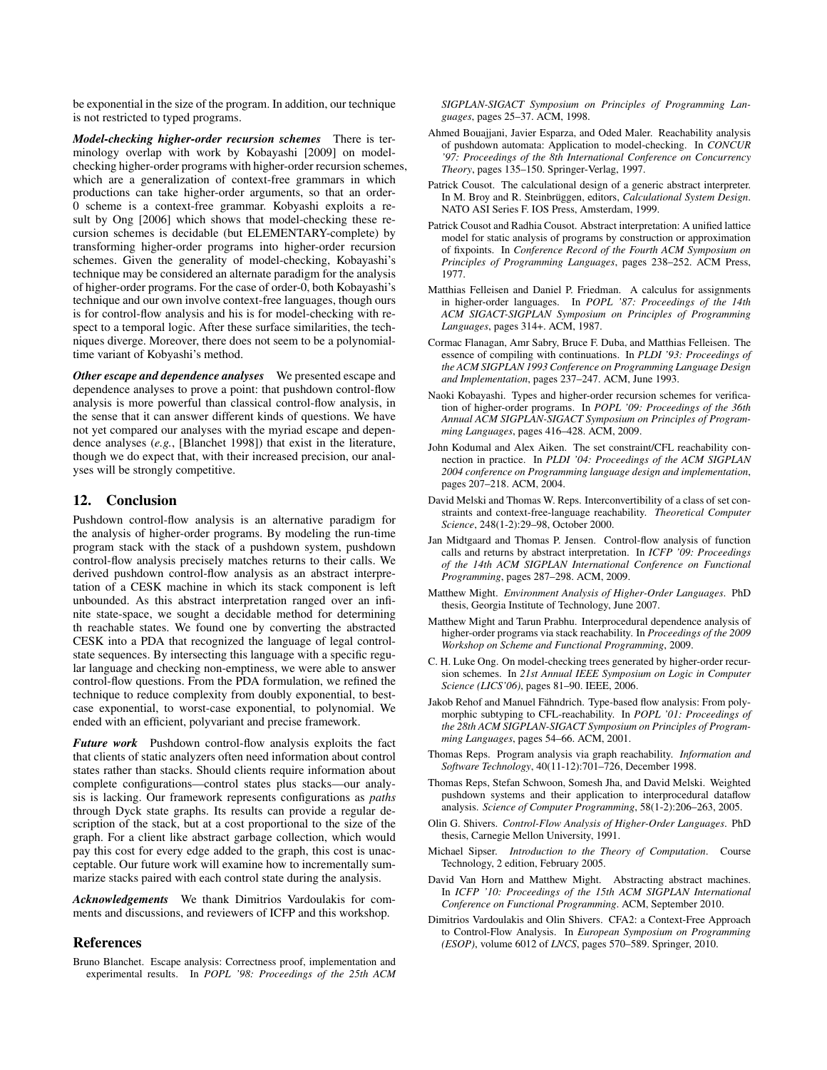be exponential in the size of the program. In addition, our technique is not restricted to typed programs.

***Model-checking higher-order recursion schemes*** There is terminology overlap with work by Kobayashi [2009] on model-checking higher-order programs with higher-order recursion schemes, which are a generalization of context-free grammars in which productions can take higher-order arguments, so that an order-0 scheme is a context-free grammar. Kobyashi exploits a result by Ong [2006] which shows that model-checking these recursion schemes is decidable (but ELEMENTARY-complete) by transforming higher-order programs into higher-order recursion schemes. Given the generality of model-checking, Kobayashi's technique may be considered an alternate paradigm for the analysis of higher-order programs. For the case of order-0, both Kobayashi's technique and our own involve context-free languages, though ours is for control-flow analysis and his is for model-checking with respect to a temporal logic. After these surface similarities, the techniques diverge. Moreover, there does not seem to be a polynomial-time variant of Kobyashi's method.

***Other escape and dependence analyses*** We presented escape and dependence analyses to prove a point: that pushdown control-flow analysis is more powerful than classical control-flow analysis, in the sense that it can answer different kinds of questions. We have not yet compared our analyses with the myriad escape and dependence analyses (*e.g.*, [Blanchet 1998]) that exist in the literature, though we do expect that, with their increased precision, our analyses will be strongly competitive.

## 12. Conclusion

Pushdown control-flow analysis is an alternative paradigm for the analysis of higher-order programs. By modeling the run-time program stack with the stack of a pushdown system, pushdown control-flow analysis precisely matches returns to their calls. We derived pushdown control-flow analysis as an abstract interpretation of a CESK machine in which its stack component is left unbounded. As this abstract interpretation ranged over an infinite state-space, we sought a decidable method for determining th reachable states. We found one by converting the abstracted CESK into a PDA that recognized the language of legal control-state sequences. By intersecting this language with a specific regular language and checking non-emptiness, we were able to answer control-flow questions. From the PDA formulation, we refined the technique to reduce complexity from doubly exponential, to best-case exponential, to worst-case exponential, to polynomial. We ended with an efficient, polyvariant and precise framework.

***Future work*** Pushdown control-flow analysis exploits the fact that clients of static analyzers often need information about control states rather than stacks. Should clients require information about complete configurations—control states plus stacks—our analysis is lacking. Our framework represents configurations as *paths* through Dyck state graphs. Its results can provide a regular description of the stack, but at a cost proportional to the size of the graph. For a client like abstract garbage collection, which would pay this cost for every edge added to the graph, this cost is unacceptable. Our future work will examine how to incrementally summarize stacks paired with each control state during the analysis.

***Acknowledgements*** We thank Dimitrios Vardoulakis for comments and discussions, and reviewers of ICFP and this workshop.

## References

Bruno Blanchet. Escape analysis: Correctness proof, implementation and experimental results. In *POPL '98: Proceedings of the 25th ACM SIGPLAN-SIGACT Symposium on Principles of Programming Languages*, pages 25–37. ACM, 1998.

Ahmed Bouajjani, Javier Esparza, and Oded Maler. Reachability analysis of pushdown automata: Application to model-checking. In *CONCUR '97: Proceedings of the 8th International Conference on Concurrency Theory*, pages 135–150. Springer-Verlag, 1997.

Patrick Cousot. The calculational design of a generic abstract interpreter. In M. Broy and R. Steinbrüggen, editors, *Calculational System Design*. NATO ASI Series F. IOS Press, Amsterdam, 1999.

Patrick Cousot and Radhia Cousot. Abstract interpretation: A unified lattice model for static analysis of programs by construction or approximation of fixpoints. In *Conference Record of the Fourth ACM Symposium on Principles of Programming Languages*, pages 238–252. ACM Press, 1977.

Matthias Felleisen and Daniel P. Friedman. A calculus for assignments in higher-order languages. In *POPL '87: Proceedings of the 14th ACM SIGACT-SIGPLAN Symposium on Principles of Programming Languages*, pages 314+. ACM, 1987.

Cormac Flanagan, Amr Sabry, Bruce F. Duba, and Matthias Felleisen. The essence of compiling with continuations. In *PLDI '93: Proceedings of the ACM SIGPLAN 1993 Conference on Programming Language Design and Implementation*, pages 237–247. ACM, June 1993.

Naoki Kobayashi. Types and higher-order recursion schemes for verification of higher-order programs. In *POPL '09: Proceedings of the 36th Annual ACM SIGPLAN-SIGACT Symposium on Principles of Programming Languages*, pages 416–428. ACM, 2009.

John Kodumal and Alex Aiken. The set constraint/CFL reachability connection in practice. In *PLDI '04: Proceedings of the ACM SIGPLAN 2004 conference on Programming language design and implementation*, pages 207–218. ACM, 2004.

David Melski and Thomas W. Reps. Interconvertibility of a class of set constraints and context-free-language reachability. *Theoretical Computer Science*, 248(1-2):29–98, October 2000.

Jan Midtgaard and Thomas P. Jensen. Control-flow analysis of function calls and returns by abstract interpretation. In *ICFP '09: Proceedings of the 14th ACM SIGPLAN International Conference on Functional Programming*, pages 287–298. ACM, 2009.

Matthew Might. *Environment Analysis of Higher-Order Languages*. PhD thesis, Georgia Institute of Technology, June 2007.

Matthew Might and Tarun Prabhu. Interprocedural dependence analysis of higher-order programs via stack reachability. In *Proceedings of the 2009 Workshop on Scheme and Functional Programming*, 2009.

C. H. Luke Ong. On model-checking trees generated by higher-order recursion schemes. In *21st Annual IEEE Symposium on Logic in Computer Science (LICS'06)*, pages 81–90. IEEE, 2006.

Jakob Rehof and Manuel Fähndrich. Type-based flow analysis: From polymorphic subtyping to CFL-reachability. In *POPL '01: Proceedings of the 28th ACM SIGPLAN-SIGACT Symposium on Principles of Programming Languages*, pages 54–66. ACM, 2001.

Thomas Reps. Program analysis via graph reachability. *Information and Software Technology*, 40(11-12):701–726, December 1998.

Thomas Reps, Stefan Schwoon, Somesh Jha, and David Melski. Weighted pushdown systems and their application to interprocedural dataflow analysis. *Science of Computer Programming*, 58(1-2):206–263, 2005.

Olin G. Shivers. *Control-Flow Analysis of Higher-Order Languages*. PhD thesis, Carnegie Mellon University, 1991.

Michael Sipser. *Introduction to the Theory of Computation*. Course Technology, 2 edition, February 2005.

David Van Horn and Matthew Might. Abstracting abstract machines. In *ICFP '10: Proceedings of the 15th ACM SIGPLAN International Conference on Functional Programming*. ACM, September 2010.

Dimitrios Vardoulakis and Olin Shivers. CFA2: a Context-Free Approach to Control-Flow Analysis. In *European Symposium on Programming (ESOP)*, volume 6012 of *LNCS*, pages 570–589. Springer, 2010.